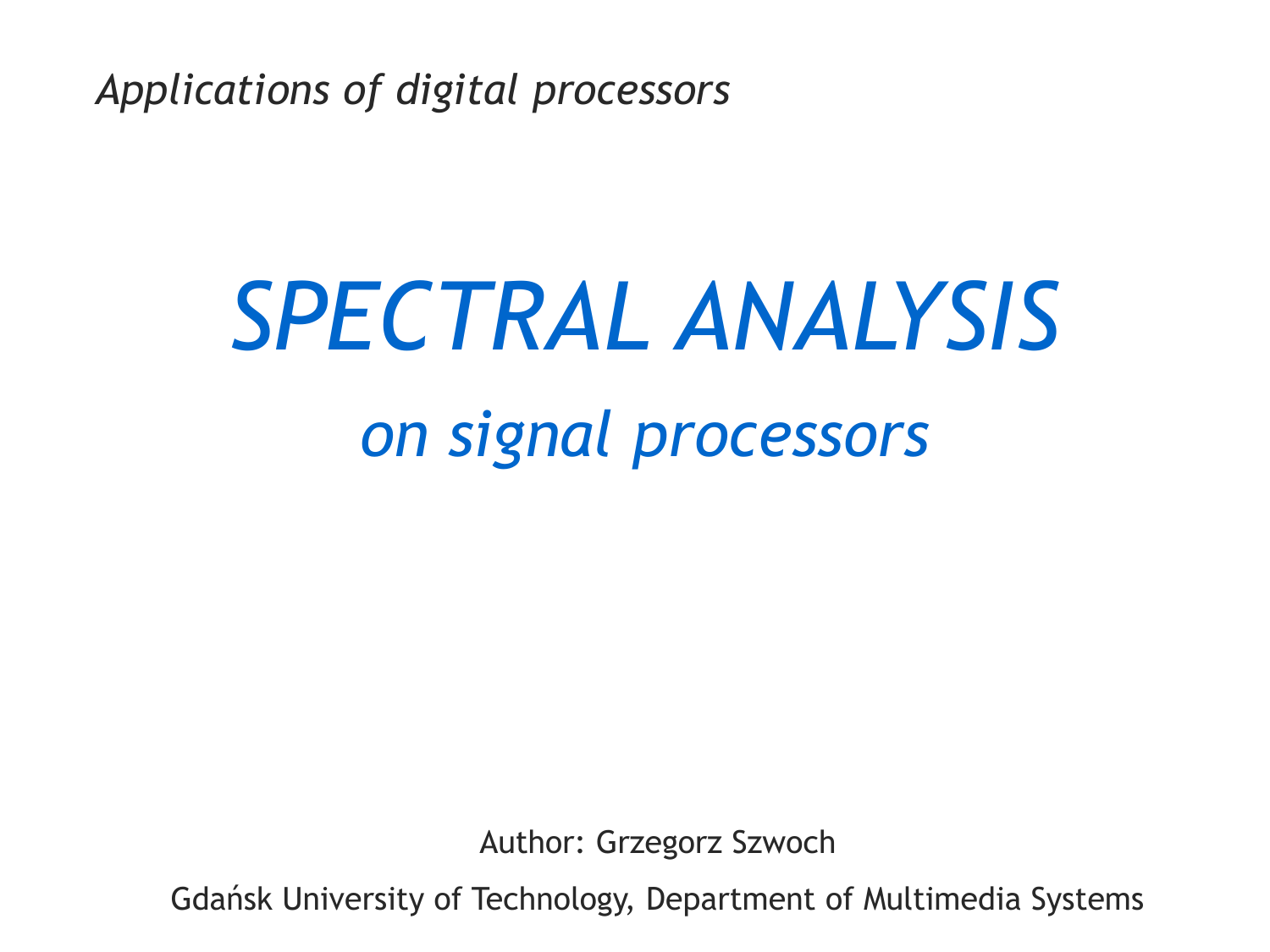*Applications of digital processors*

# *SPECTRAL ANALYSIS*

## *on signal processors*

Author: Grzegorz Szwoch

Gdańsk University of Technology, Department of Multimedia Systems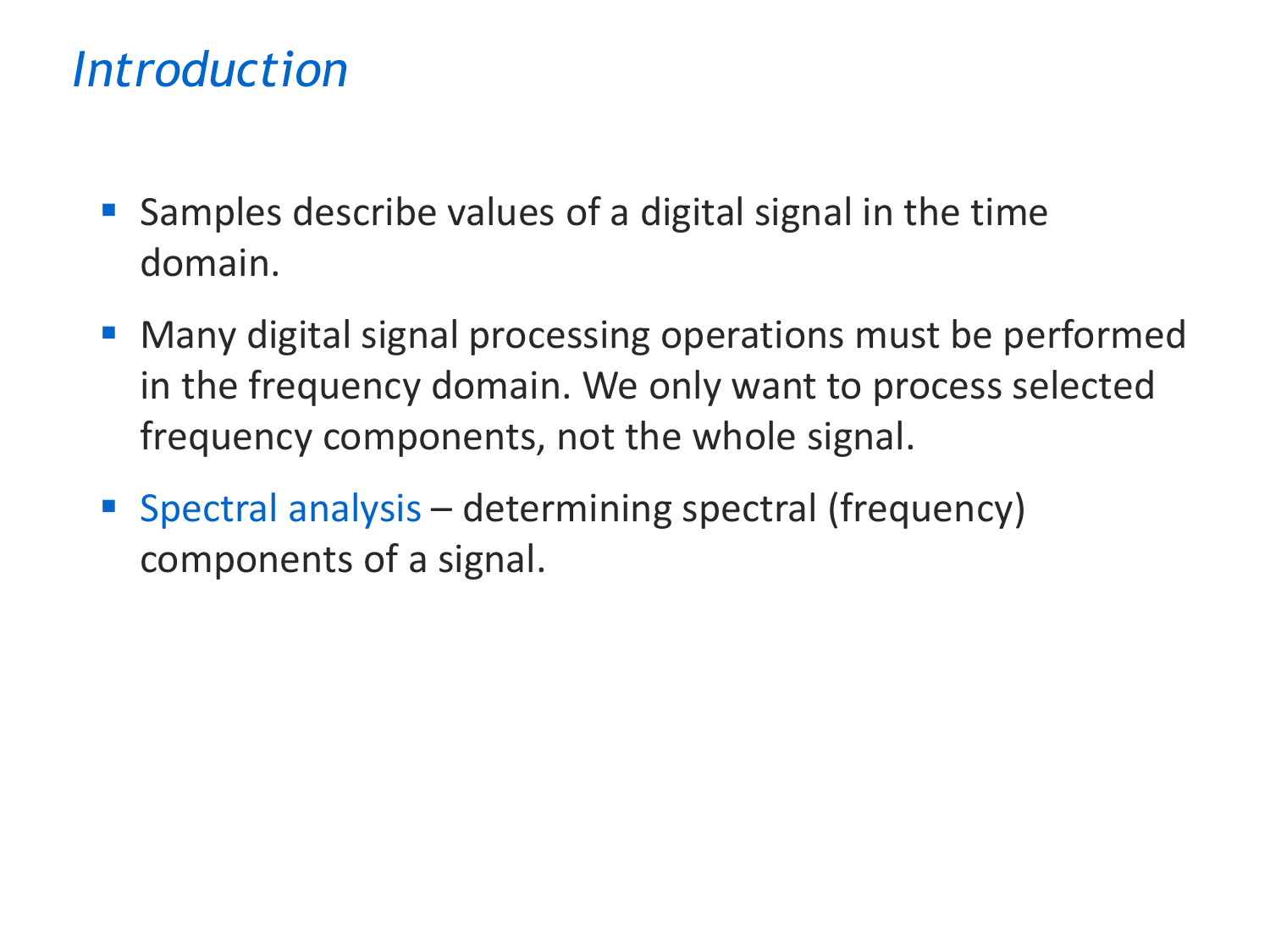# Introduction

- Samples describe values of a digital signal in the time domain.
- Many digital signal processing operations must be performed in the frequency domain. We only want to process selected frequency components, not the whole signal.
- Spectral analysis – determining spectral (frequency) components of a signal.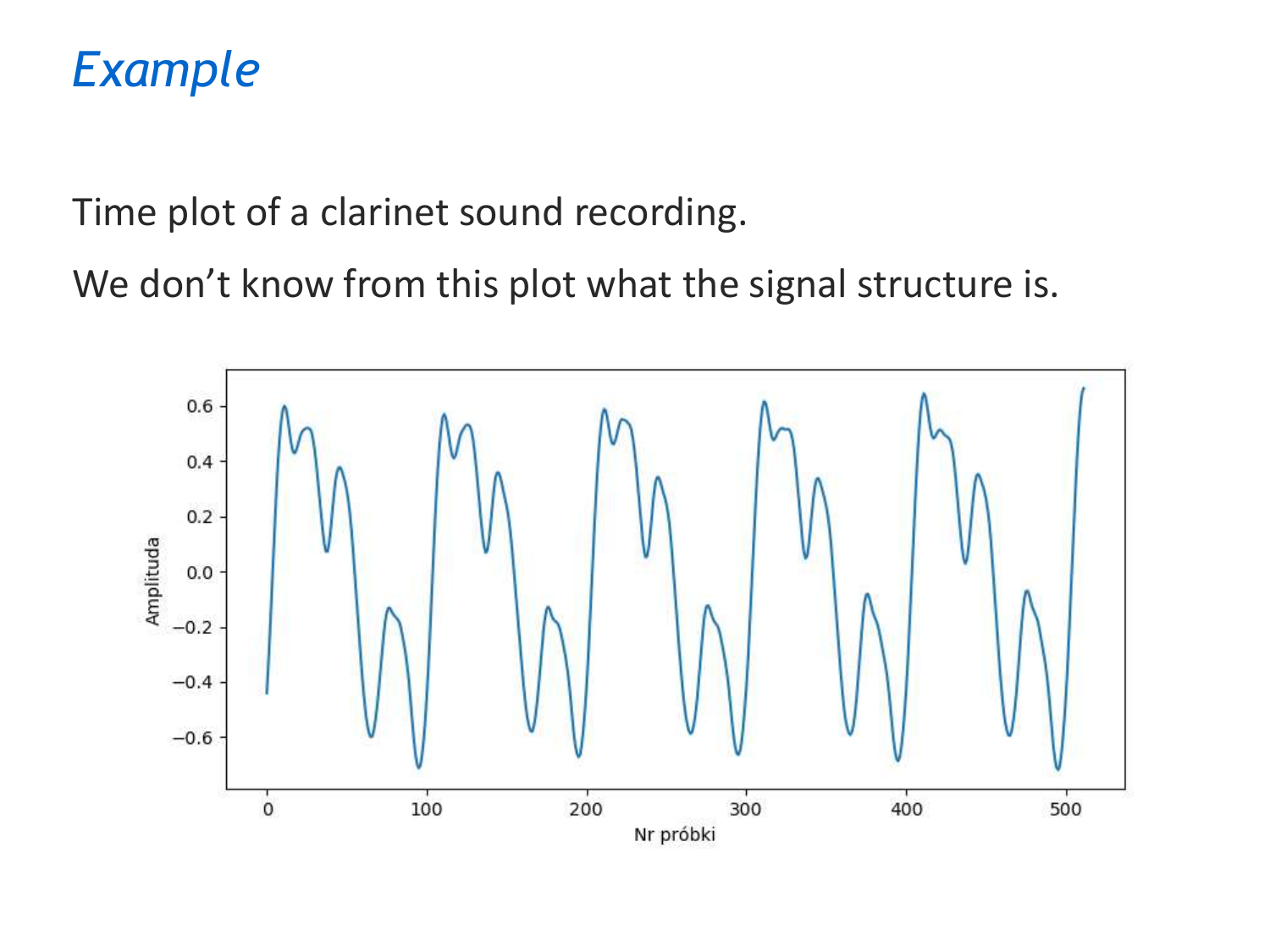# *Example*

Time plot of a clarinet sound recording.

We don't know from this plot what the signal structure is.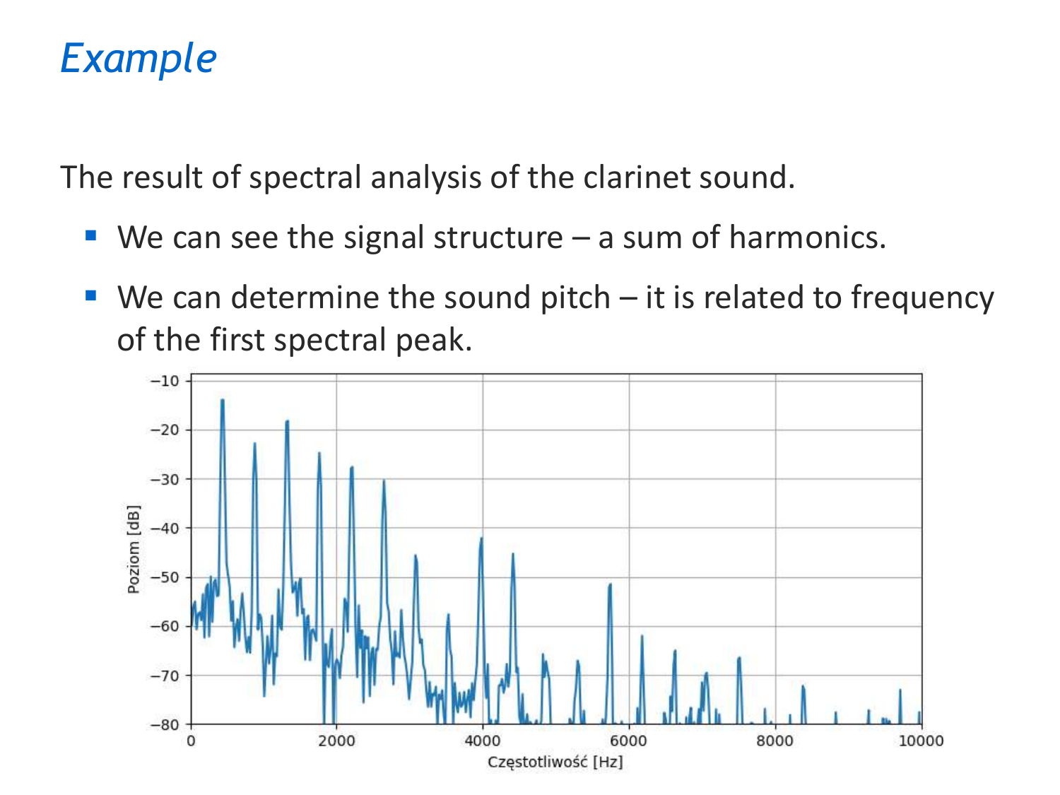# *Example*

The result of spectral analysis of the clarinet sound.

- We can see the signal structure – a sum of harmonics.
- We can determine the sound pitch – it is related to frequency of the first spectral peak.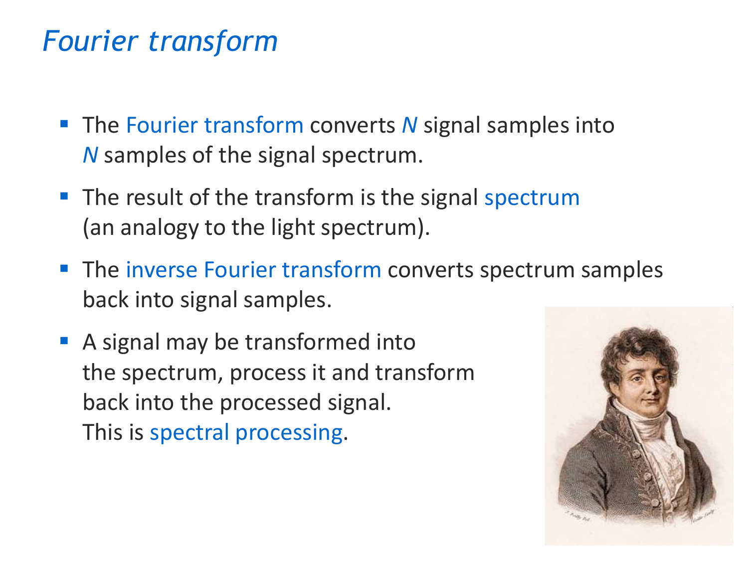# *Fourier transform*

- The Fourier transform converts $N$ signal samples into $N$ samples of the signal spectrum.
- The result of the transform is the signal spectrum (an analogy to the light spectrum).
- The inverse Fourier transform converts spectrum samples back into signal samples.
- A signal may be transformed into the spectrum, process it and transform back into the processed signal. This is spectral processing.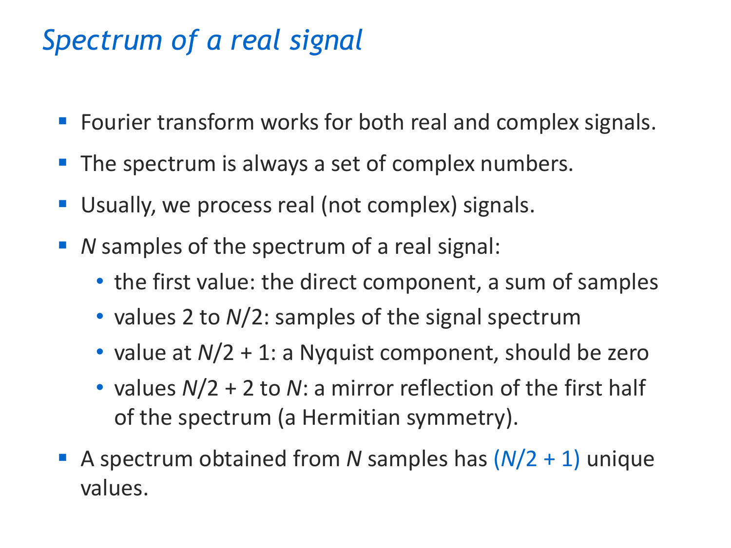# *Spectrum of a real signal*

- Fourier transform works for both real and complex signals.
- The spectrum is always a set of complex numbers.
- Usually, we process real (not complex) signals.
- $N$ samples of the spectrum of a real signal:
  - the first value: the direct component, a sum of samples
  - values 2 to $N/2$: samples of the signal spectrum
  - value at $N/2 + 1$: a Nyquist component, should be zero
  - values $N/2 + 2$ to $N$: a mirror reflection of the first half of the spectrum (a Hermitian symmetry).
- A spectrum obtained from $N$ samples has $(N/2 + 1)$ unique values.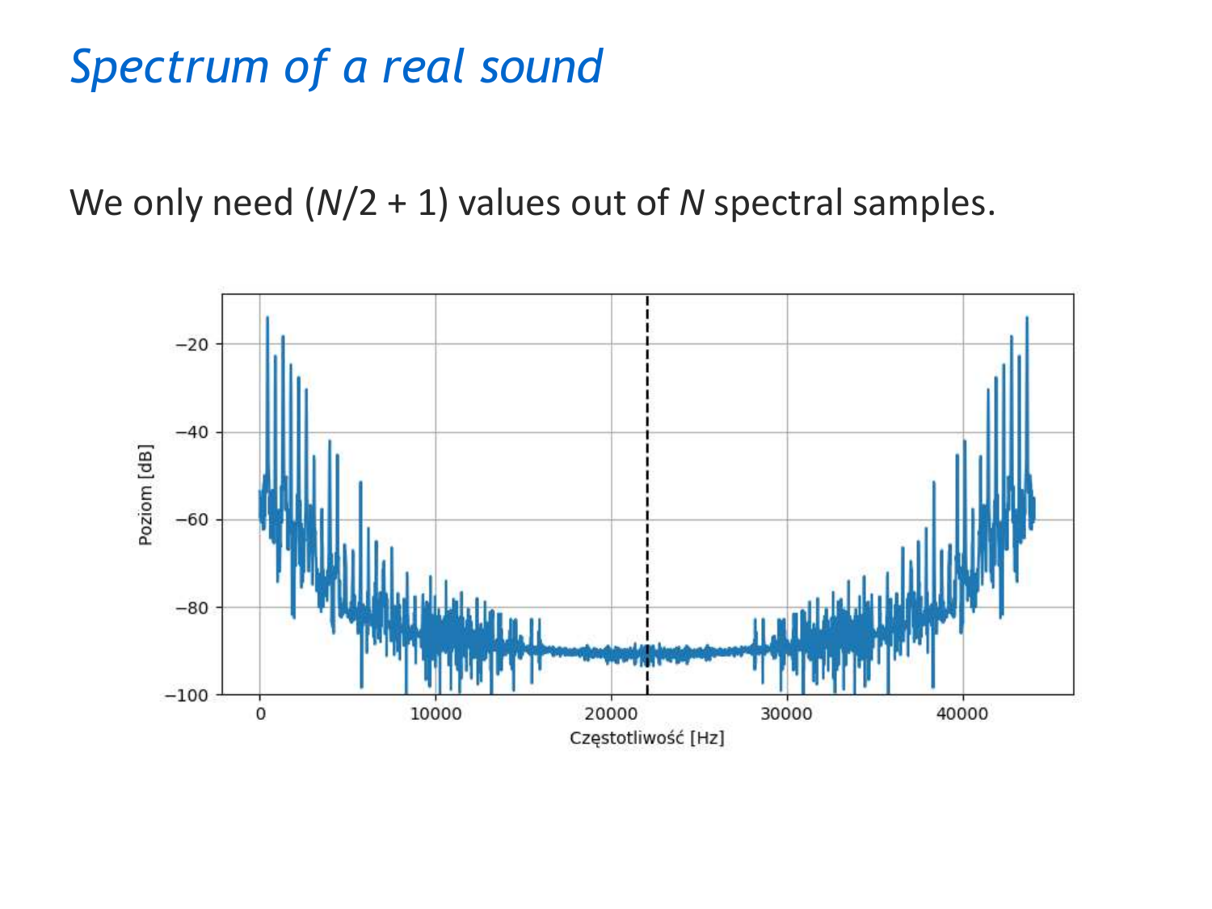# *Spectrum of a real sound*

We only need ($N$/2 + 1) values out of $N$ spectral samples.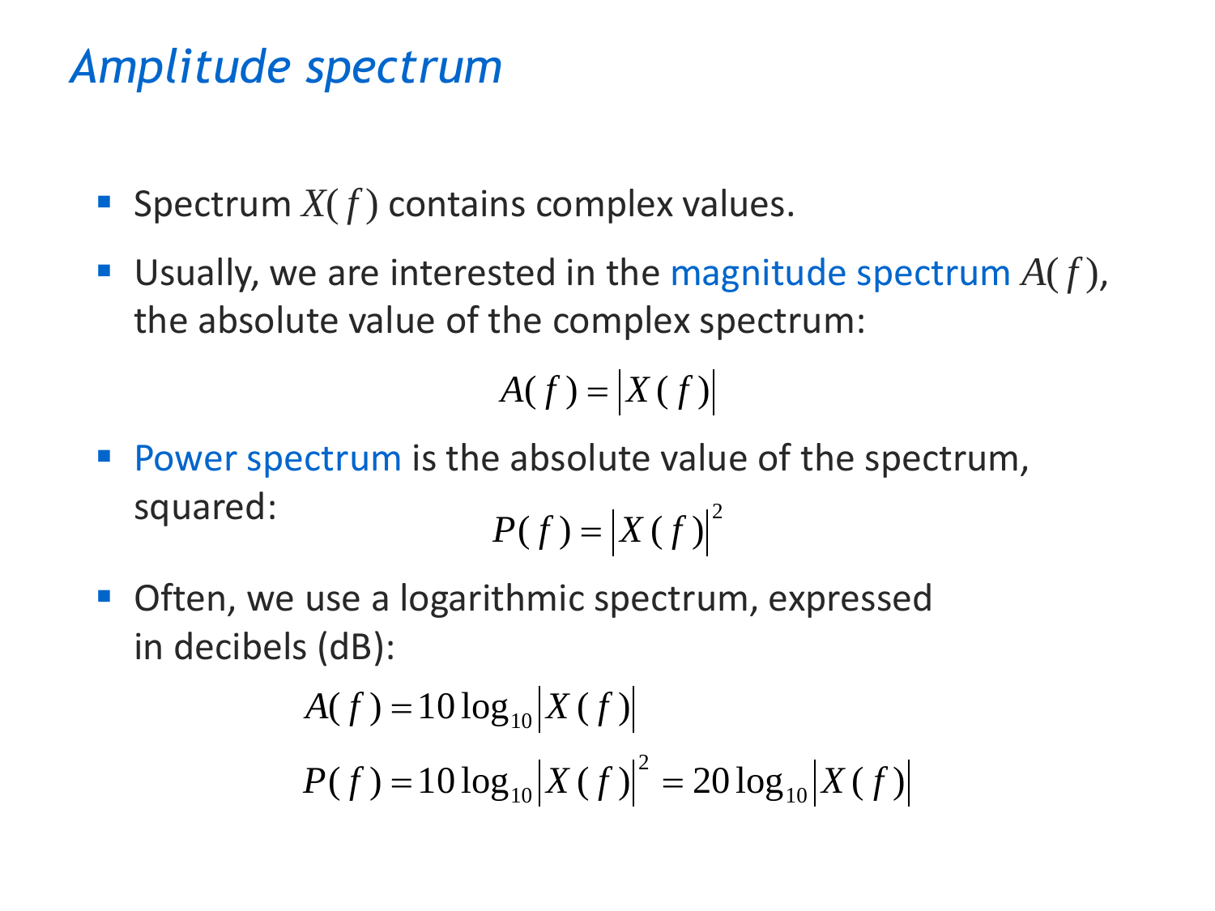# *Amplitude spectrum*

- Spectrum $X(f)$ contains complex values.
- Usually, we are interested in the magnitude spectrum $A(f)$, the absolute value of the complex spectrum:

$$A(f) = \left|X(f)\right|$$

- Power spectrum is the absolute value of the spectrum, squared:

$$P(f) = \left|X(f)\right|^2$$

- Often, we use a logarithmic spectrum, expressed in decibels (dB):

$$A(f) = 10\log_{10}\left|X(f)\right|$$

$$P(f) = 10\log_{10}\left|X(f)\right|^2 = 20\log_{10}\left|X(f)\right|$$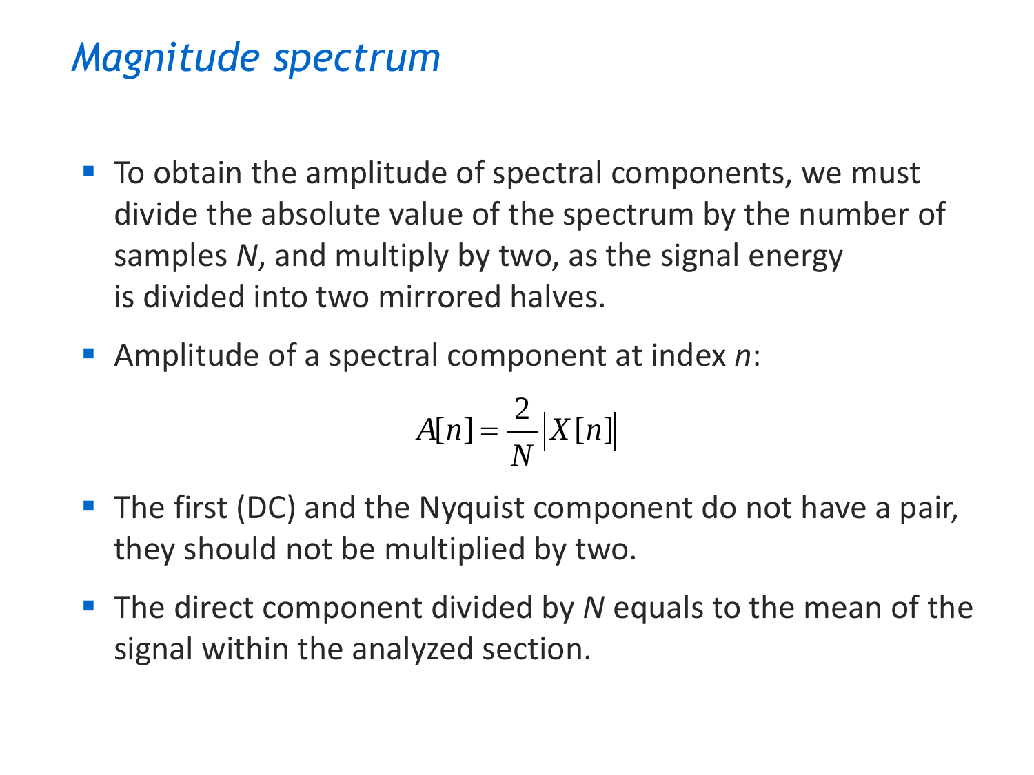# *Magnitude spectrum*

- To obtain the amplitude of spectral components, we must divide the absolute value of the spectrum by the number of samples *N*, and multiply by two, as the signal energy is divided into two mirrored halves.
- Amplitude of a spectral component at index *n*:

$$A[n] = \frac{2}{N} \left| X[n] \right|$$

- The first (DC) and the Nyquist component do not have a pair, they should not be multiplied by two.
- The direct component divided by *N* equals to the mean of the signal within the analyzed section.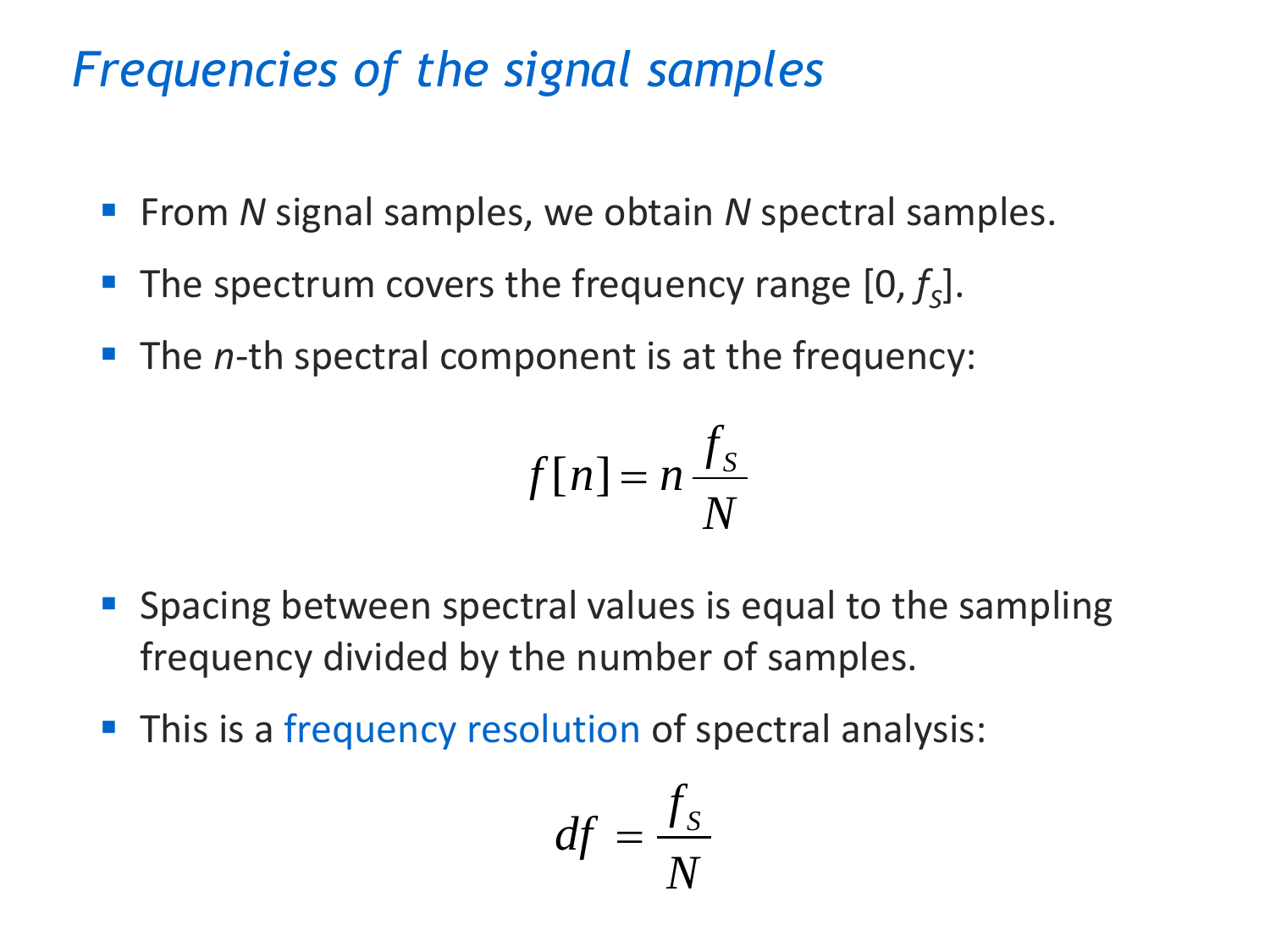## *Frequencies of the signal samples*

- From $N$ signal samples, we obtain $N$ spectral samples.
- The spectrum covers the frequency range $[0, f_S]$.
- The $n$-th spectral component is at the frequency:

$$f[n] = n \frac{f_S}{N}$$

- Spacing between spectral values is equal to the sampling frequency divided by the number of samples.
- This is a frequency resolution of spectral analysis:

$$df = \frac{f_S}{N}$$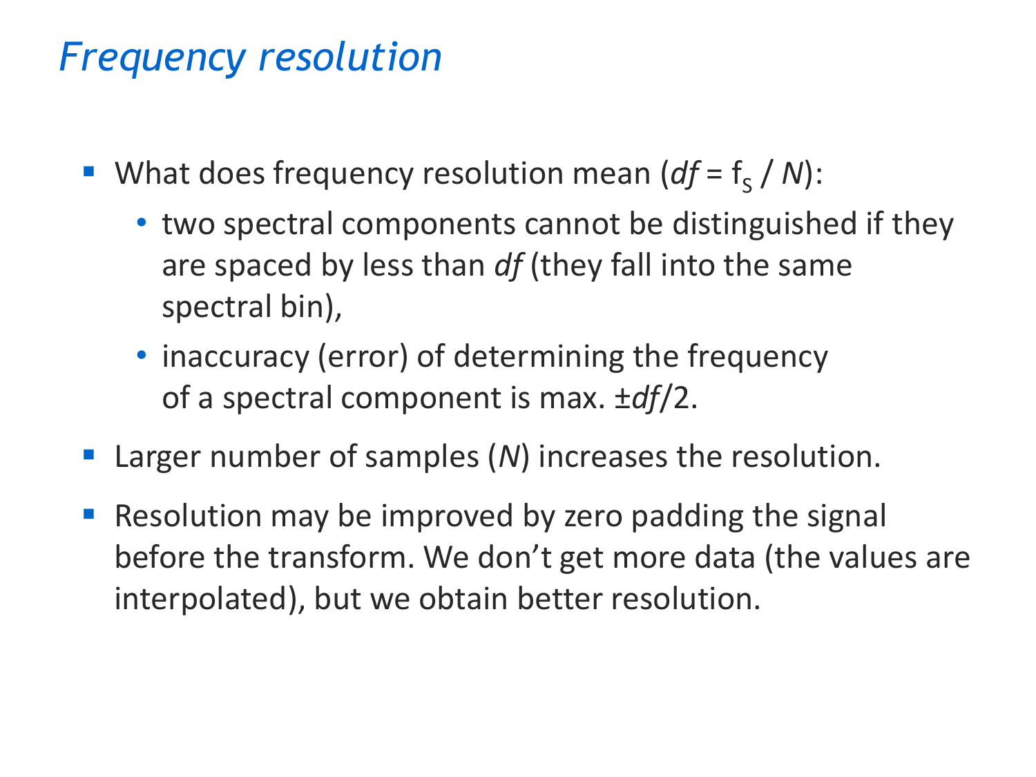# Frequency resolution

- What does frequency resolution mean ($df = f_S / N$):
  - two spectral components cannot be distinguished if they are spaced by less than $df$ (they fall into the same spectral bin),
  - inaccuracy (error) of determining the frequency of a spectral component is max. $\pm df/2$.
- Larger number of samples ($N$) increases the resolution.
- Resolution may be improved by zero padding the signal before the transform. We don't get more data (the values are interpolated), but we obtain better resolution.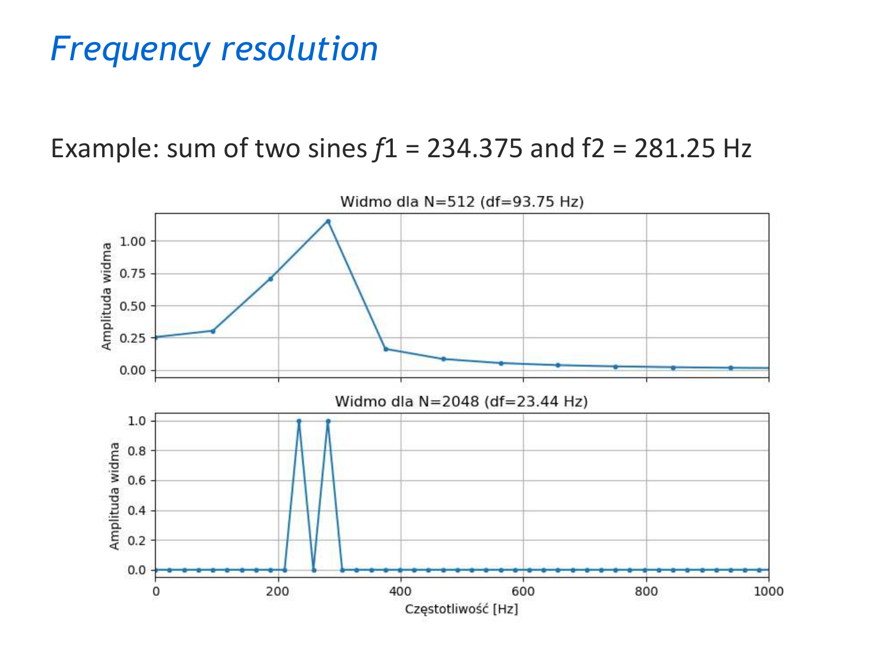# Frequency resolution

Example: sum of two sines $f1$ = 234.375 and f2 = 281.25 Hz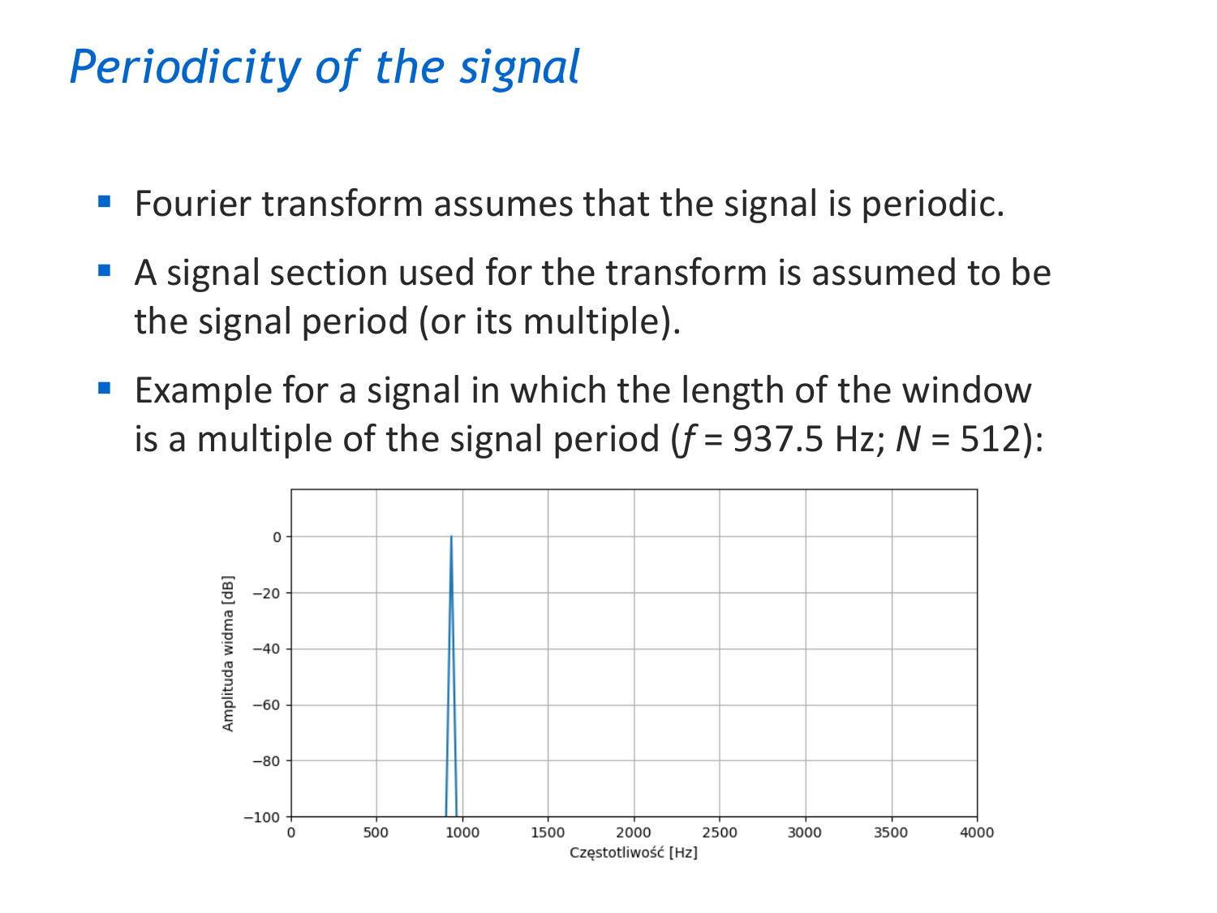# *Periodicity of the signal*

- Fourier transform assumes that the signal is periodic.
- A signal section used for the transform is assumed to be the signal period (or its multiple).
- Example for a signal in which the length of the window is a multiple of the signal period ($f$ = 937.5 Hz; $N$ = 512):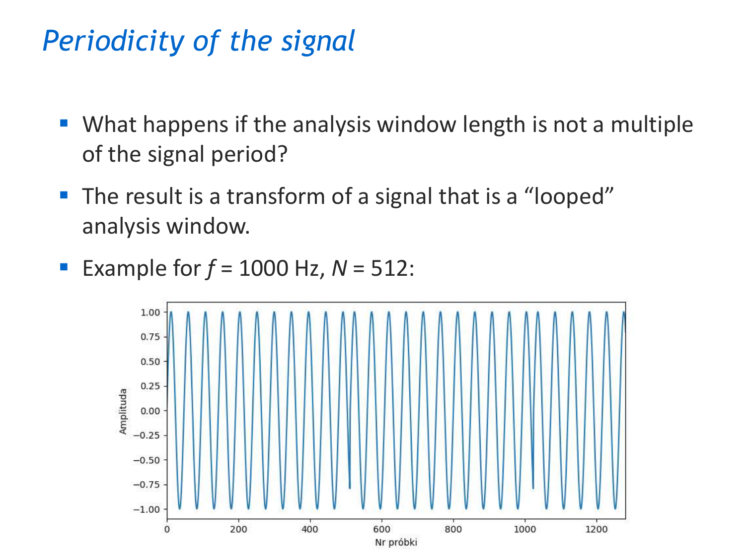# *Periodicity of the signal*

- What happens if the analysis window length is not a multiple of the signal period?
- The result is a transform of a signal that is a "looped" analysis window.
- Example for $f$ = 1000 Hz, $N$ = 512: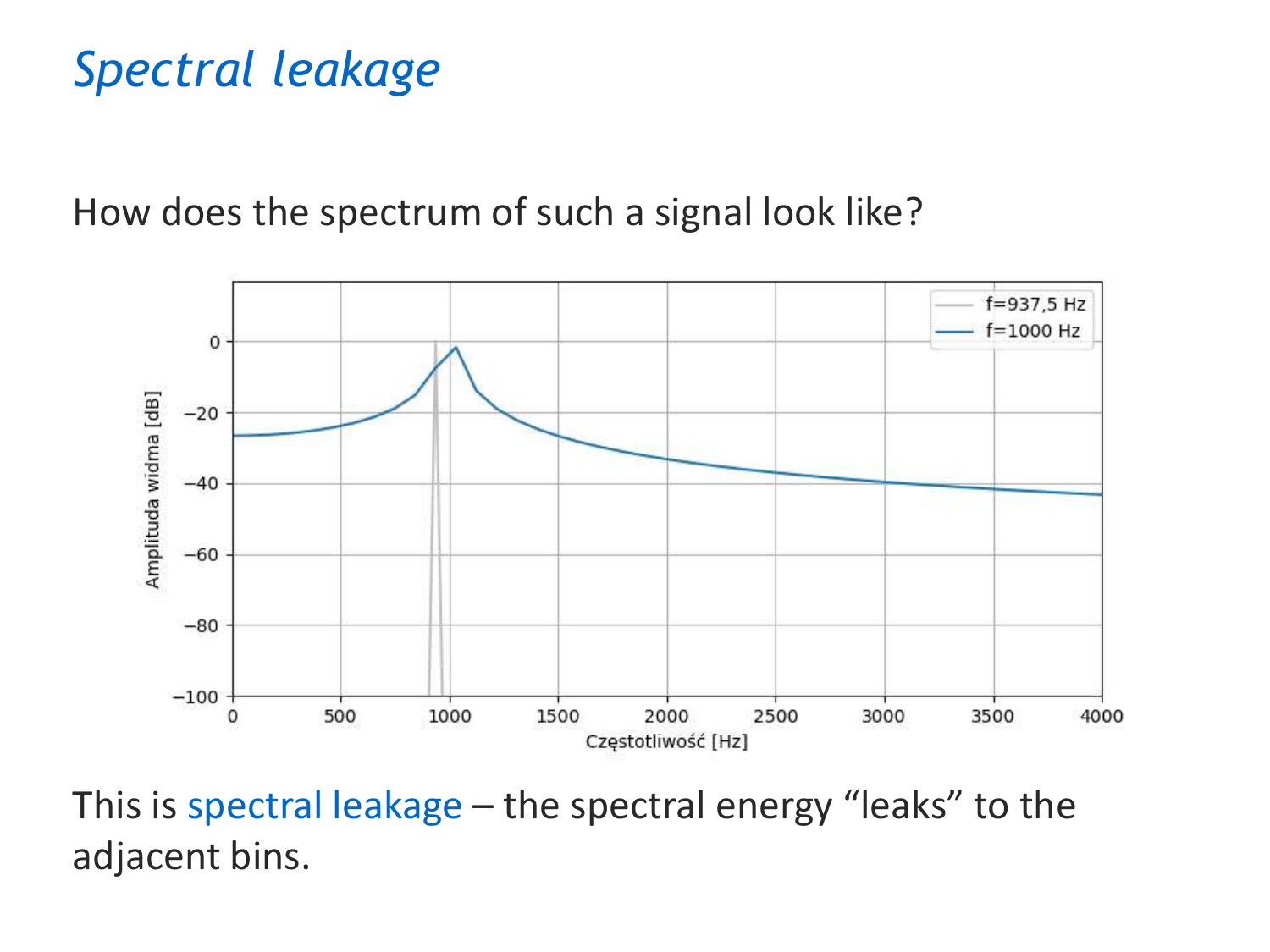# *Spectral leakage*

How does the spectrum of such a signal look like?

This is spectral leakage – the spectral energy “leaks” to the adjacent bins.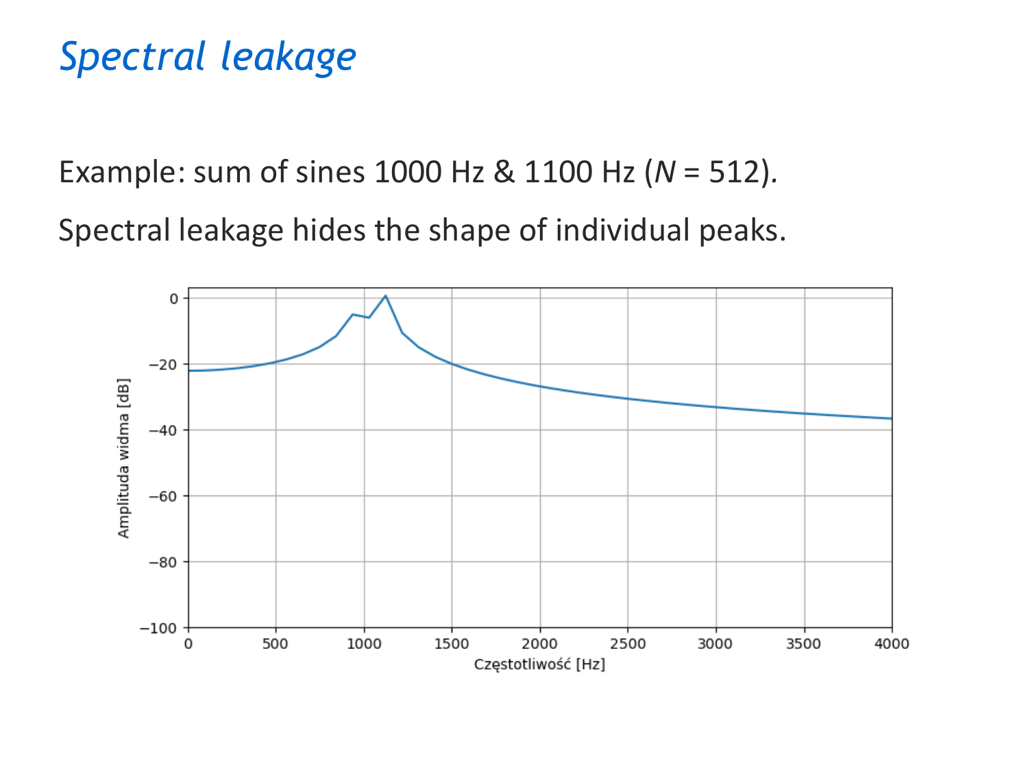# *Spectral leakage*

Example: sum of sines 1000 Hz & 1100 Hz ($N$ = 512).

Spectral leakage hides the shape of individual peaks.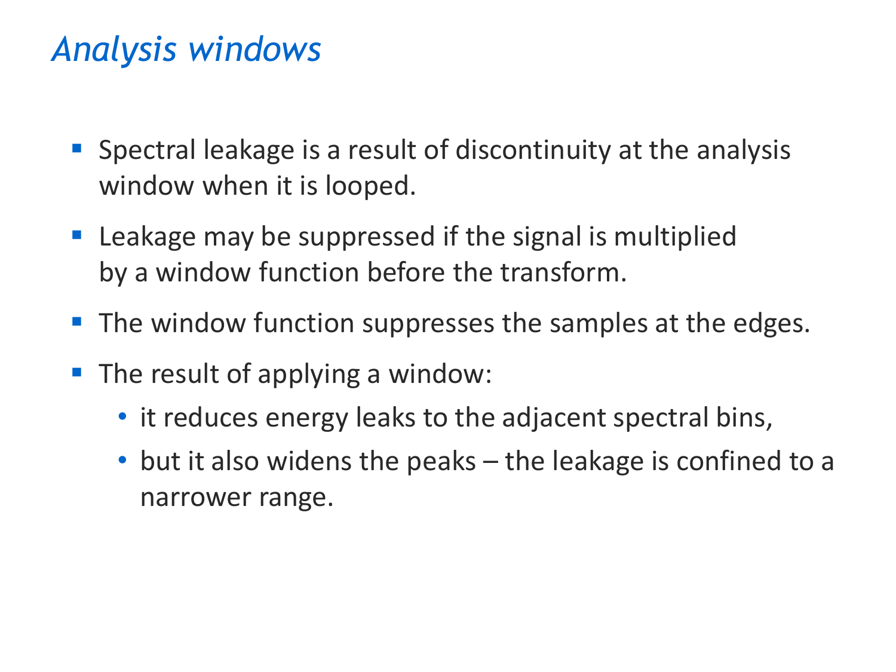# *Analysis windows*

- Spectral leakage is a result of discontinuity at the analysis window when it is looped.
- Leakage may be suppressed if the signal is multiplied by a window function before the transform.
- The window function suppresses the samples at the edges.
- The result of applying a window:
  - it reduces energy leaks to the adjacent spectral bins,
  - but it also widens the peaks – the leakage is confined to a narrower range.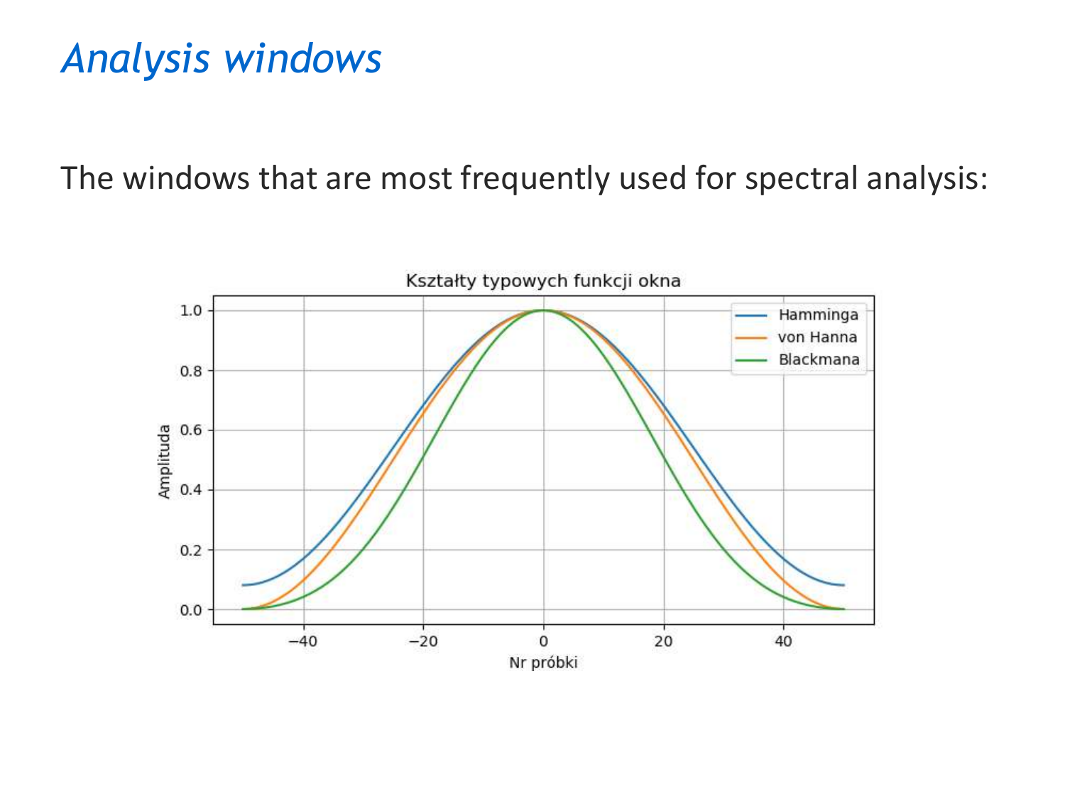# *Analysis windows*

The windows that are most frequently used for spectral analysis: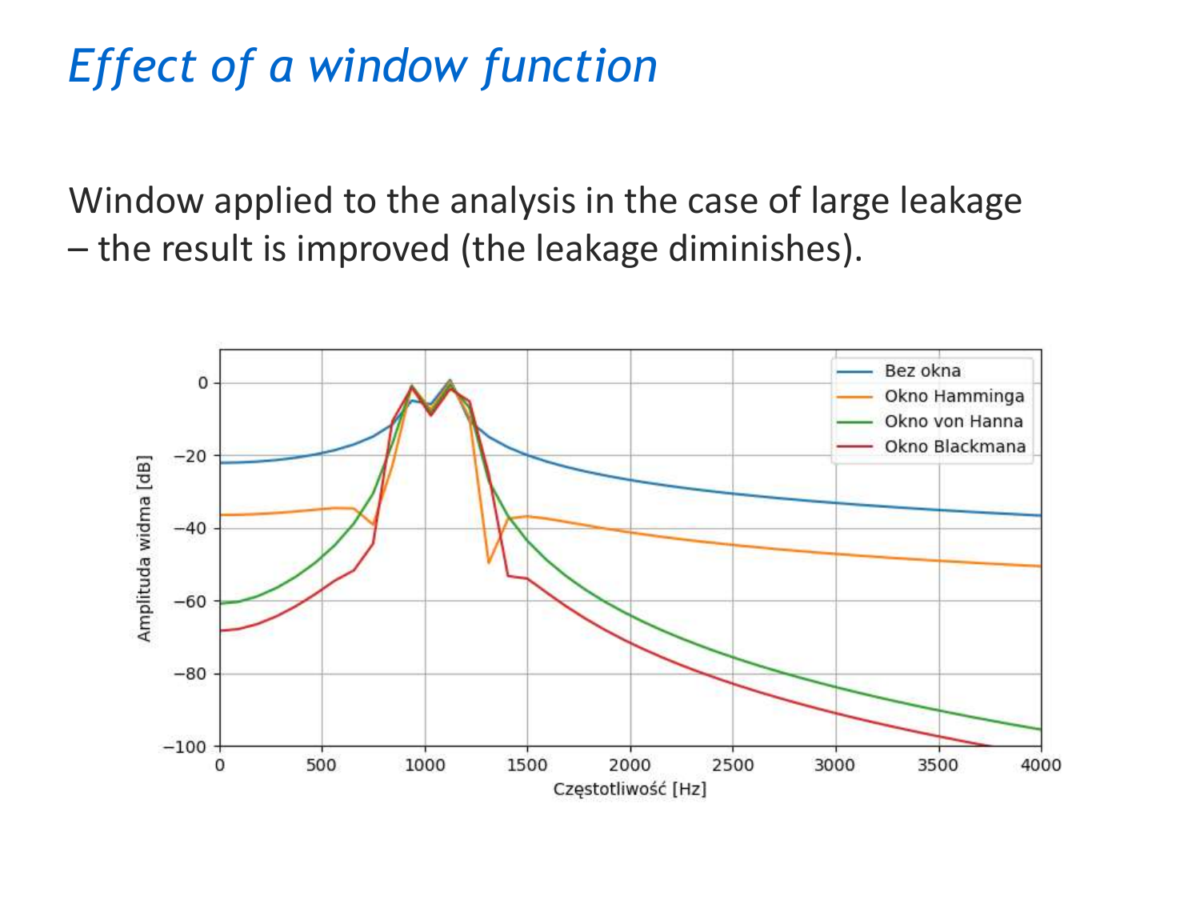# *Effect of a window function*

Window applied to the analysis in the case of large leakage – the result is improved (the leakage diminishes).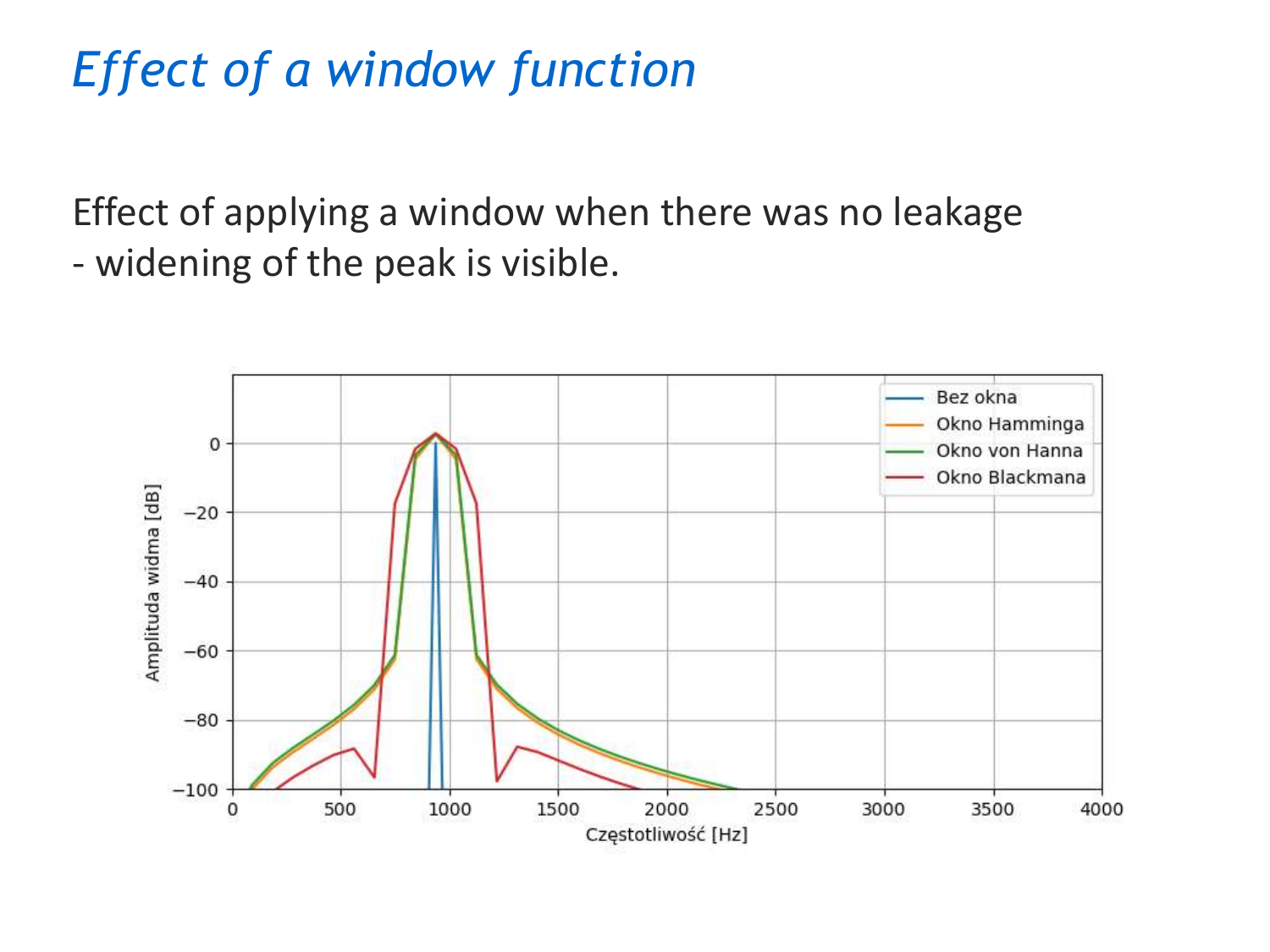# *Effect of a window function*

Effect of applying a window when there was no leakage
- widening of the peak is visible.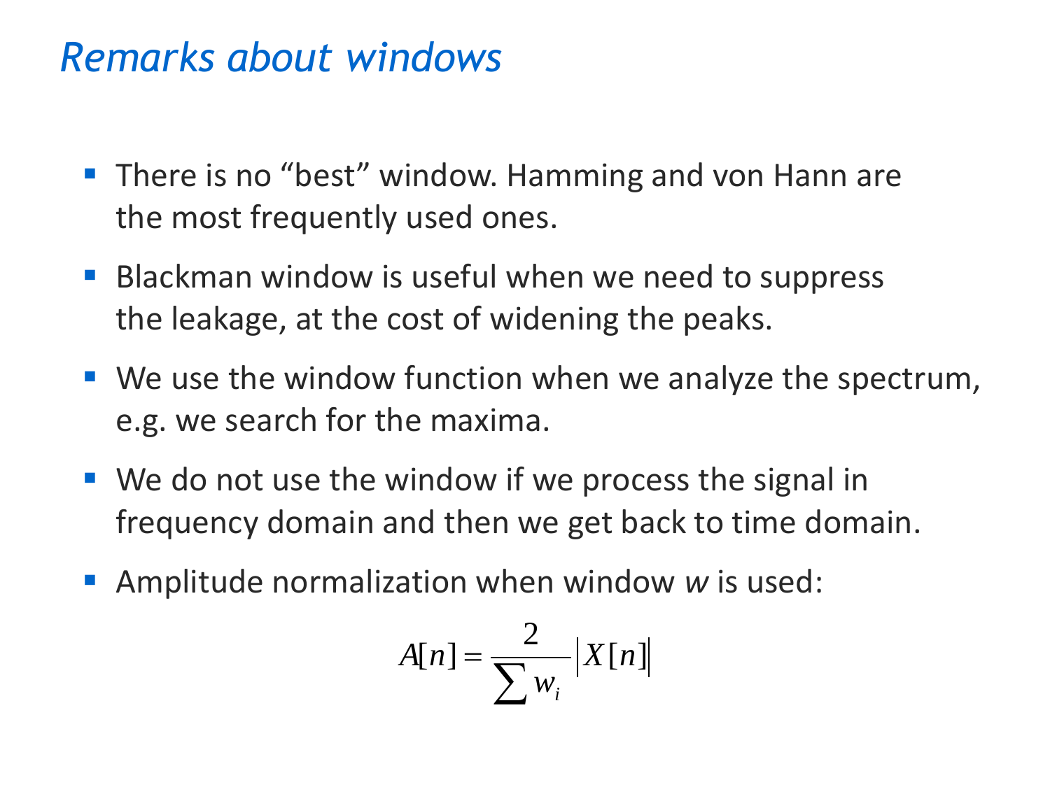# *Remarks about windows*

- There is no "best" window. Hamming and von Hann are the most frequently used ones.
- Blackman window is useful when we need to suppress the leakage, at the cost of widening the peaks.
- We use the window function when we analyze the spectrum, e.g. we search for the maxima.
- We do not use the window if we process the signal in frequency domain and then we get back to time domain.
- Amplitude normalization when window *w* is used:

$$A[n] = \frac{2}{\sum w_i} \left| X[n] \right|$$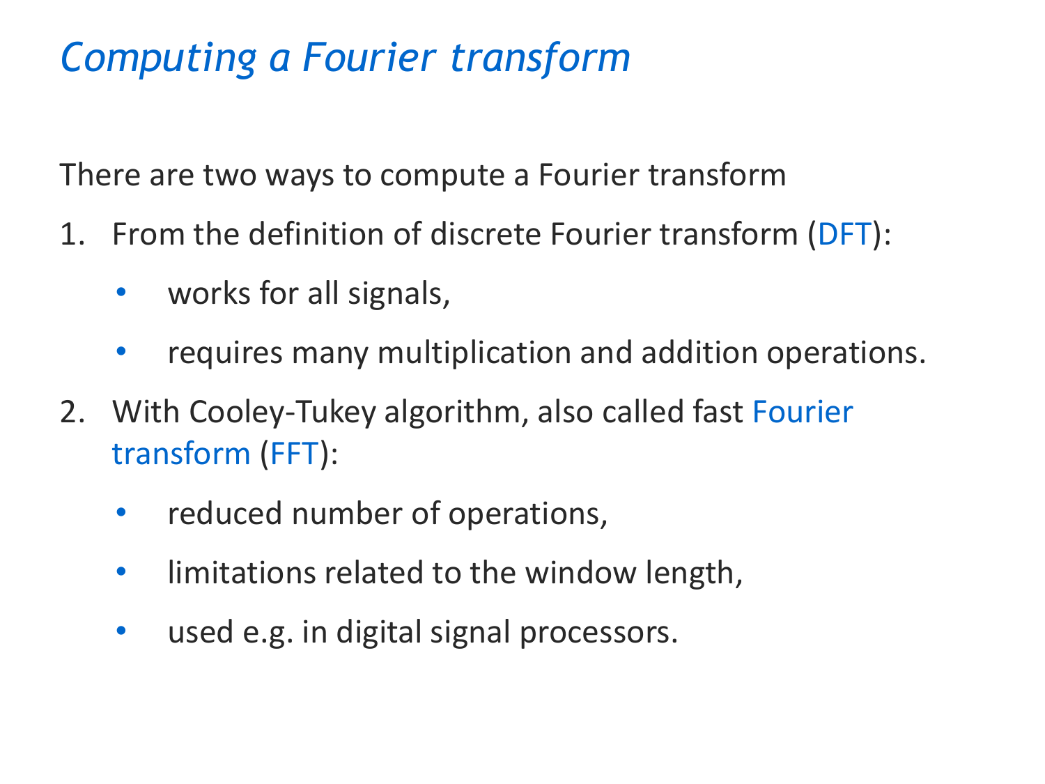# *Computing a Fourier transform*

There are two ways to compute a Fourier transform

1. From the definition of discrete Fourier transform (DFT):
   - works for all signals,
   - requires many multiplication and addition operations.
2. With Cooley-Tukey algorithm, also called fast Fourier transform (FFT):
   - reduced number of operations,
   - limitations related to the window length,
   - used e.g. in digital signal processors.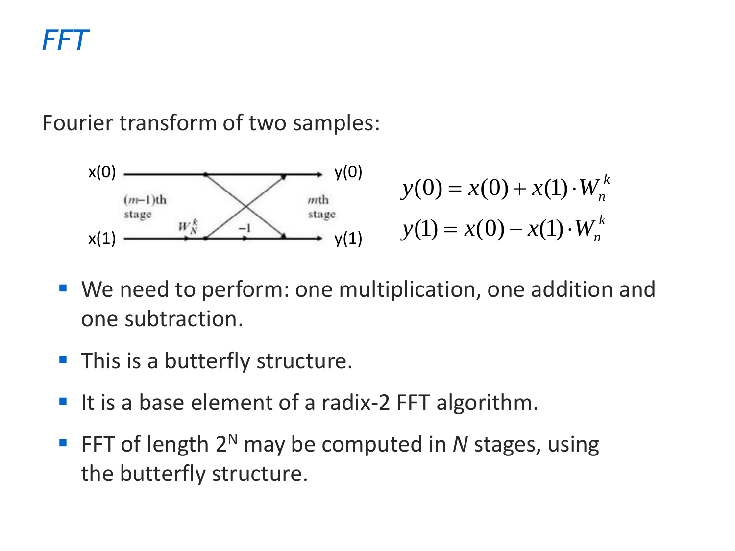# FFT

Fourier transform of two samples:

x(0) y(0) x(1) y(1) (m−1)th stage mth stage $W_N^k$ −1

$$y(0) = x(0) + x(1) \cdot W_n^k$$

$$y(1) = x(0) - x(1) \cdot W_n^k$$

- We need to perform: one multiplication, one addition and one subtraction.
- This is a butterfly structure.
- It is a base element of a radix-2 FFT algorithm.
- FFT of length $2^N$ may be computed in *N* stages, using the butterfly structure.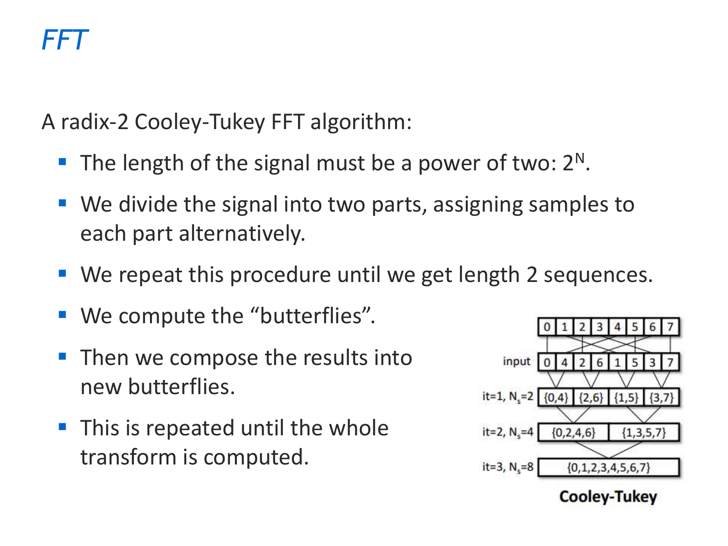# *FFT*

A radix-2 Cooley-Tukey FFT algorithm:

- The length of the signal must be a power of two: $2^N$.
- We divide the signal into two parts, assigning samples to each part alternatively.
- We repeat this procedure until we get length 2 sequences.
- We compute the "butterflies".
- Then we compose the results into new butterflies.
- This is repeated until the whole transform is computed.

| 0 | 1 | 2 | 3 | 4 | 5 | 6 | 7 |
|---|---|---|---|---|---|---|---|

input

| 0 | 4 | 2 | 6 | 1 | 5 | 3 | 7 |
|---|---|---|---|---|---|---|---|

it=1, $N_s$=2: {0,4} {2,6} {1,5} {3,7}

it=2, $N_s$=4: {0,2,4,6} {1,3,5,7}

it=3, $N_s$=8: {0,1,2,3,4,5,6,7}

**Cooley-Tukey**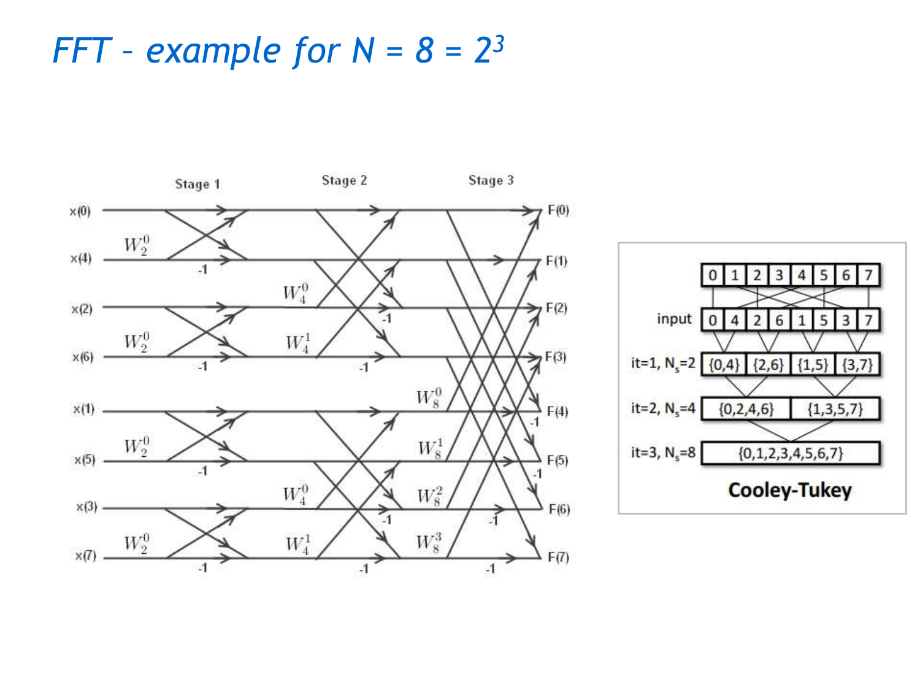# FFT – example for N = 8 = $2^3$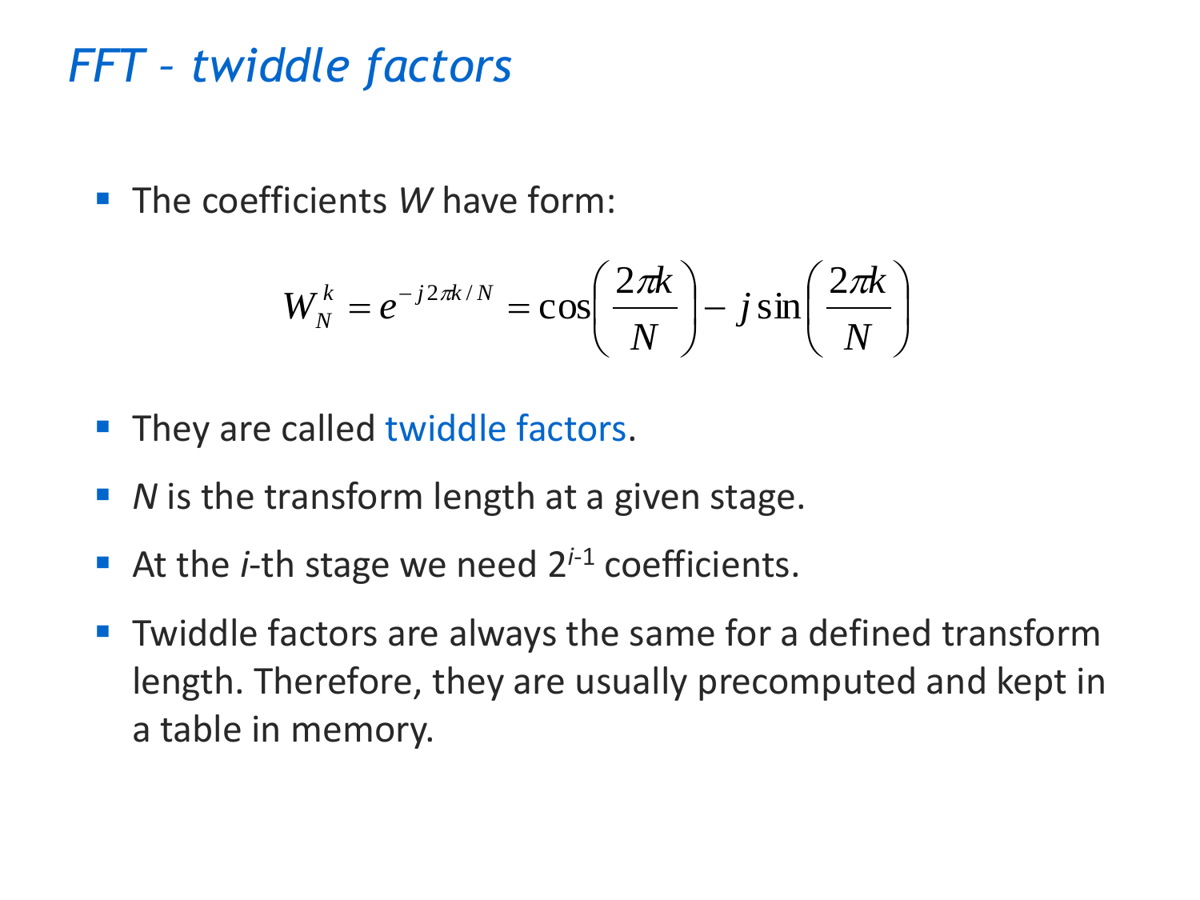# *FFT – twiddle factors*

- The coefficients *W* have form:

$$W_N^k = e^{-j2\pi k/N} = \cos\left(\frac{2\pi k}{N}\right) - j\sin\left(\frac{2\pi k}{N}\right)$$

- They are called twiddle factors.
- *N* is the transform length at a given stage.
- At the *i*-th stage we need $2^{i-1}$ coefficients.
- Twiddle factors are always the same for a defined transform length. Therefore, they are usually precomputed and kept in a table in memory.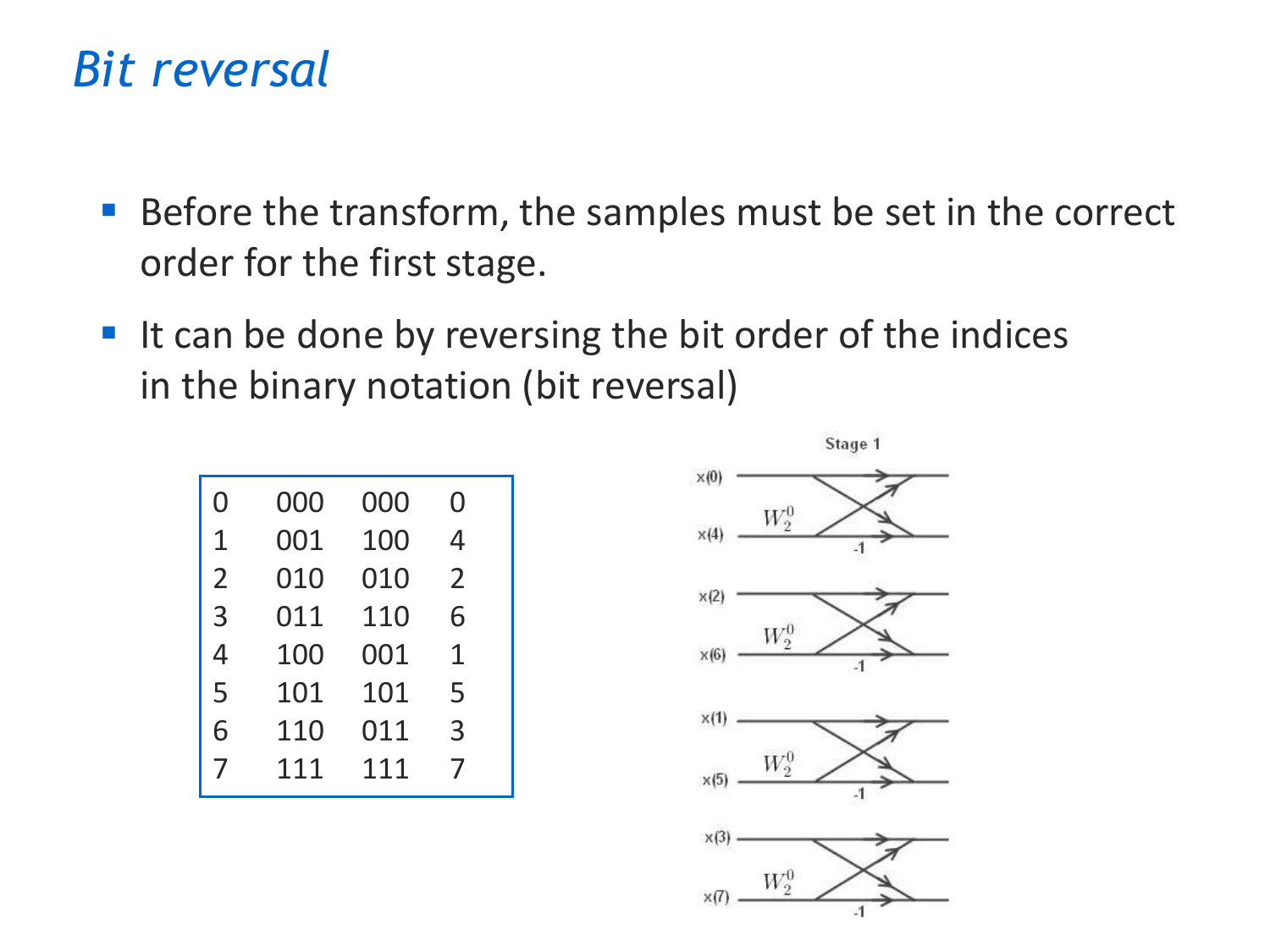# Bit reversal

- Before the transform, the samples must be set in the correct order for the first stage.
- It can be done by reversing the bit order of the indices in the binary notation (bit reversal)

| | | | |
|---|---|---|---|
| 0 | 000 | 000 | 0 |
| 1 | 001 | 100 | 4 |
| 2 | 010 | 010 | 2 |
| 3 | 011 | 110 | 6 |
| 4 | 100 | 001 | 1 |
| 5 | 101 | 101 | 5 |
| 6 | 110 | 011 | 3 |
| 7 | 111 | 111 | 7 |

Stage 1

x(0), x(4), x(2), x(6), x(1), x(5), x(3), x(7)

$W_2^0$ $W_2^0$ $W_2^0$ $W_2^0$

-1 -1 -1 -1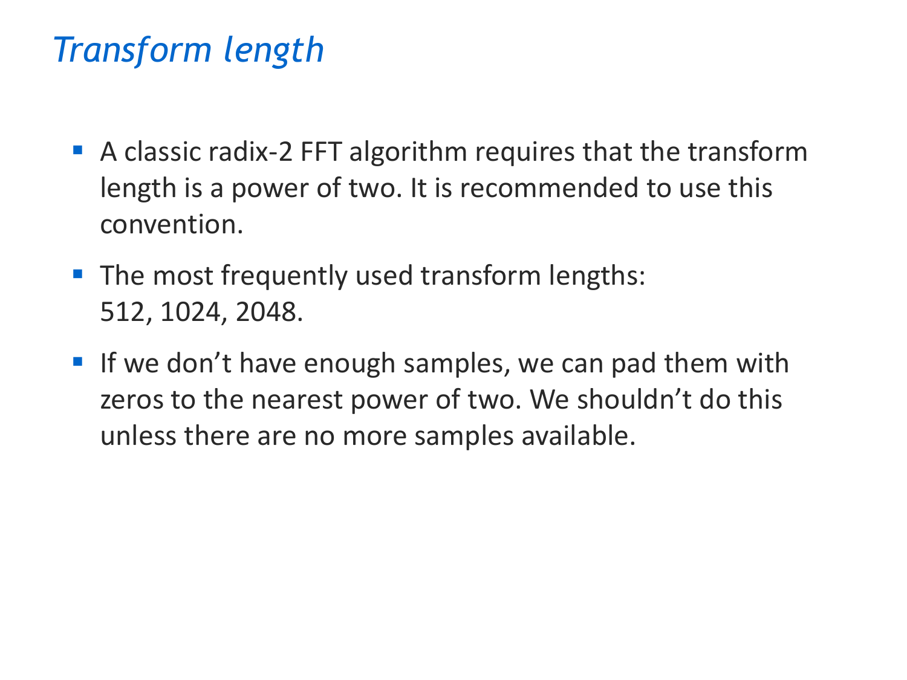# *Transform length*

- A classic radix-2 FFT algorithm requires that the transform length is a power of two. It is recommended to use this convention.
- The most frequently used transform lengths:
  512, 1024, 2048.
- If we don't have enough samples, we can pad them with zeros to the nearest power of two. We shouldn't do this unless there are no more samples available.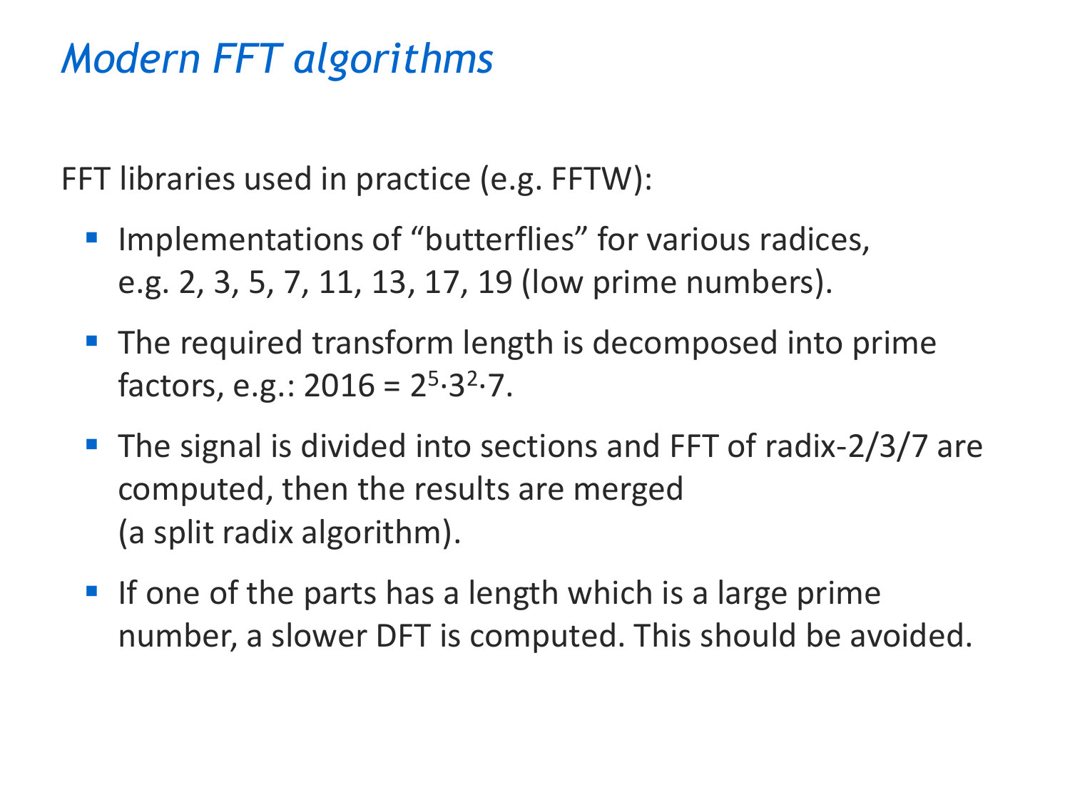# *Modern FFT algorithms*

FFT libraries used in practice (e.g. FFTW):

- Implementations of “butterflies” for various radices, e.g. 2, 3, 5, 7, 11, 13, 17, 19 (low prime numbers).
- The required transform length is decomposed into prime factors, e.g.: $2016 = 2^5 \cdot 3^2 \cdot 7$.
- The signal is divided into sections and FFT of radix-2/3/7 are computed, then the results are merged (a split radix algorithm).
- If one of the parts has a length which is a large prime number, a slower DFT is computed. This should be avoided.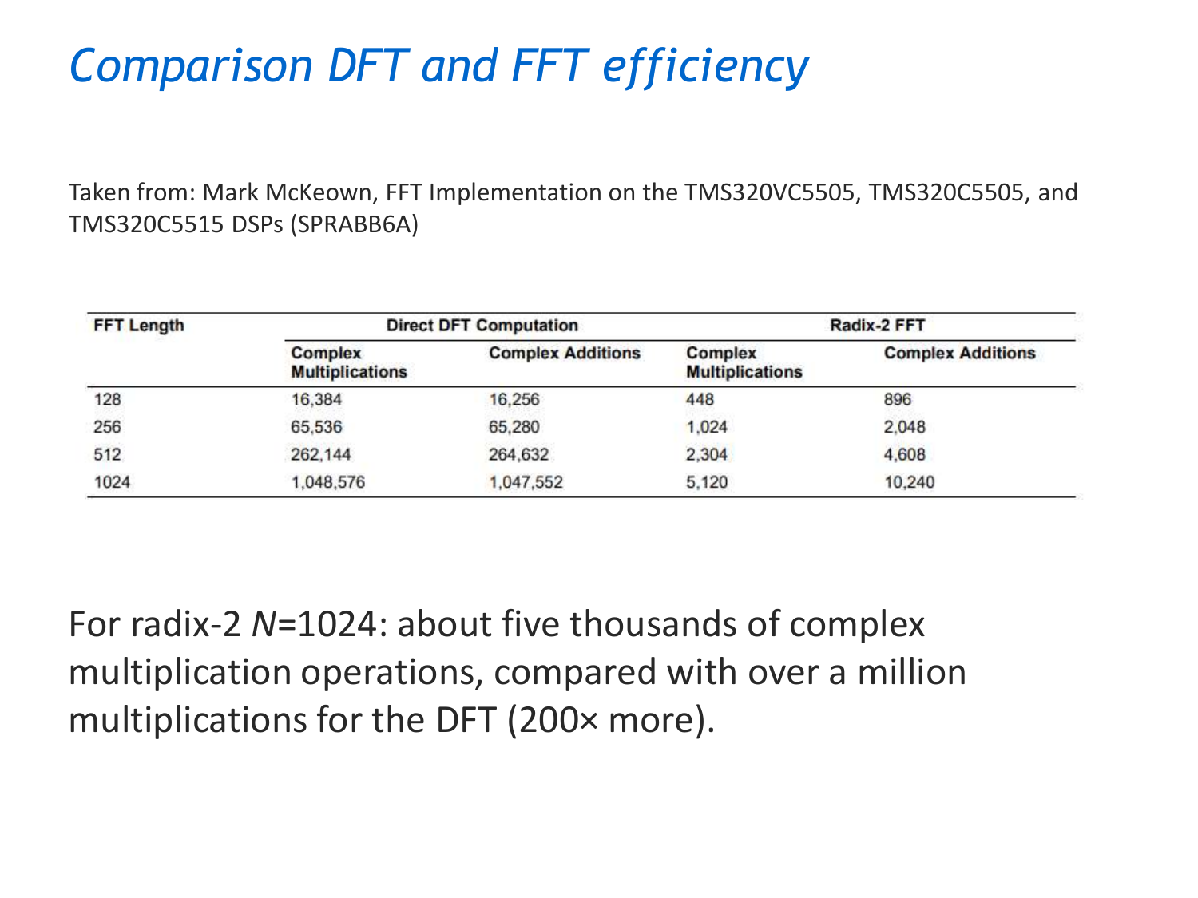# *Comparison DFT and FFT efficiency*

Taken from: Mark McKeown, FFT Implementation on the TMS320VC5505, TMS320C5505, and TMS320C5515 DSPs (SPRABB6A)

| FFT Length | Direct DFT Computation | | Radix-2 FFT | |
|---|---|---|---|---|
| | Complex Multiplications | Complex Additions | Complex Multiplications | Complex Additions |
| 128 | 16,384 | 16,256 | 448 | 896 |
| 256 | 65,536 | 65,280 | 1,024 | 2,048 |
| 512 | 262,144 | 264,632 | 2,304 | 4,608 |
| 1024 | 1,048,576 | 1,047,552 | 5,120 | 10,240 |

For radix-2 $N$=1024: about five thousands of complex multiplication operations, compared with over a million multiplications for the DFT (200× more).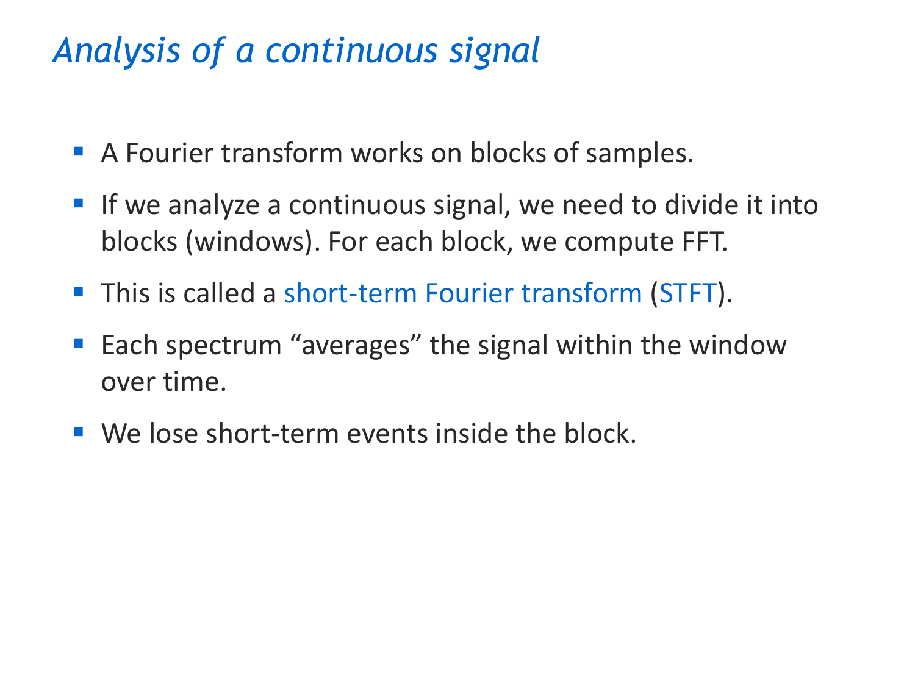# *Analysis of a continuous signal*

- A Fourier transform works on blocks of samples.
- If we analyze a continuous signal, we need to divide it into blocks (windows). For each block, we compute FFT.
- This is called a short-term Fourier transform (STFT).
- Each spectrum “averages” the signal within the window over time.
- We lose short-term events inside the block.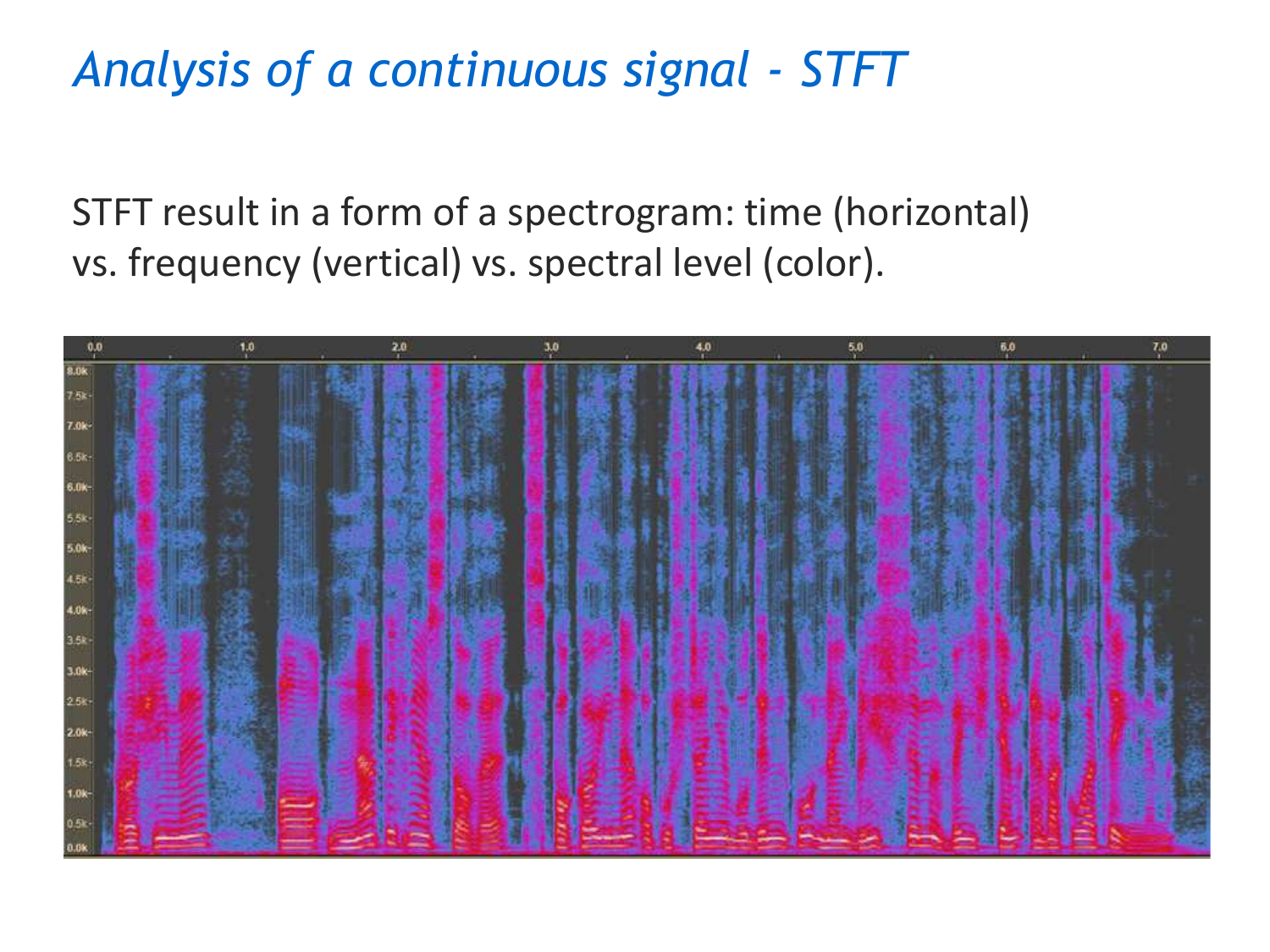# *Analysis of a continuous signal - STFT*

STFT result in a form of a spectrogram: time (horizontal) vs. frequency (vertical) vs. spectral level (color).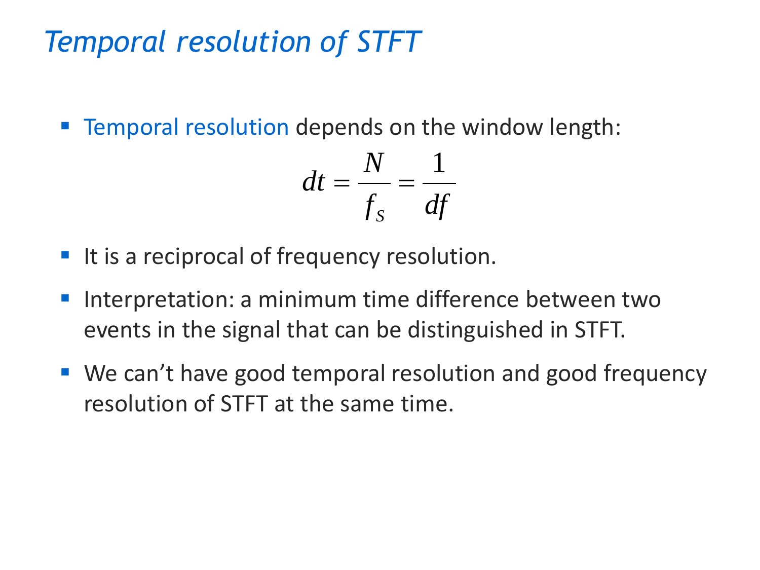# Temporal resolution of STFT

- Temporal resolution depends on the window length:

$$dt = \frac{N}{f_S} = \frac{1}{df}$$

- It is a reciprocal of frequency resolution.
- Interpretation: a minimum time difference between two events in the signal that can be distinguished in STFT.
- We can't have good temporal resolution and good frequency resolution of STFT at the same time.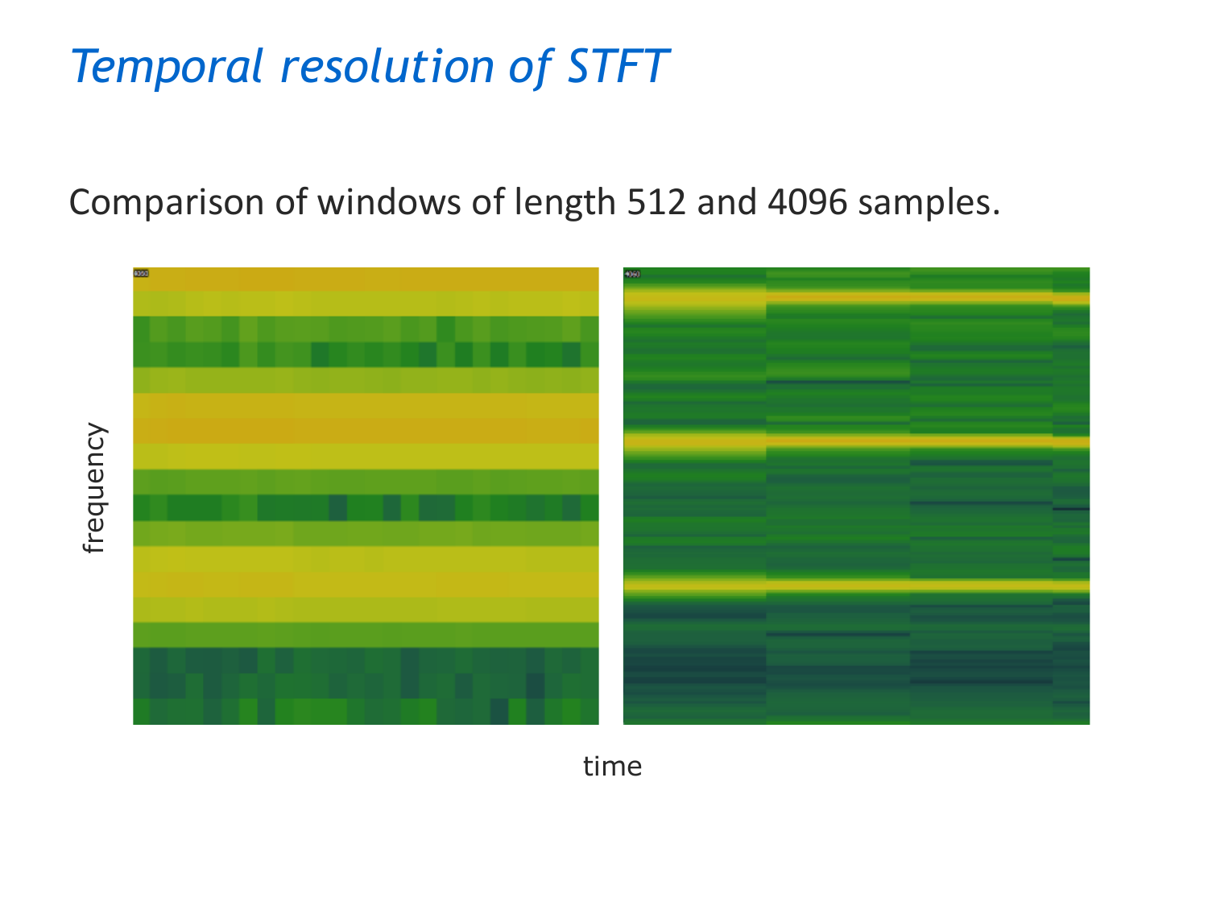# *Temporal resolution of STFT*

Comparison of windows of length 512 and 4096 samples.

frequency

time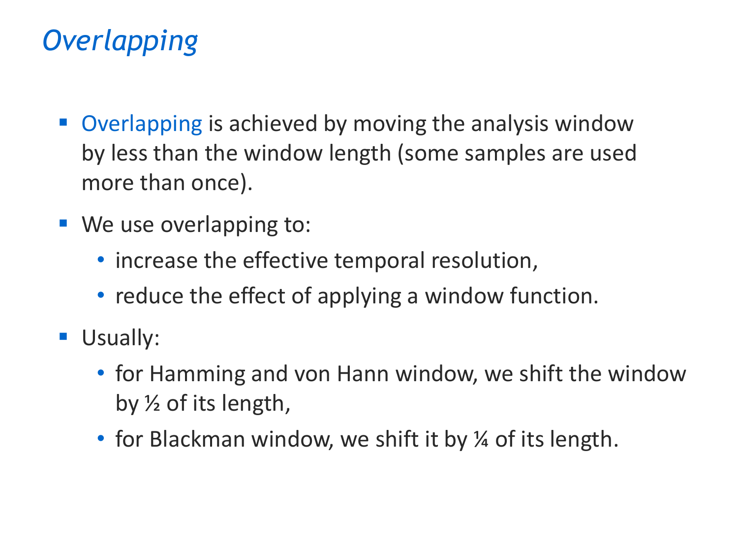# *Overlapping*

- Overlapping is achieved by moving the analysis window by less than the window length (some samples are used more than once).
- We use overlapping to:
  - increase the effective temporal resolution,
  - reduce the effect of applying a window function.
- Usually:
  - for Hamming and von Hann window, we shift the window by ½ of its length,
  - for Blackman window, we shift it by ¼ of its length.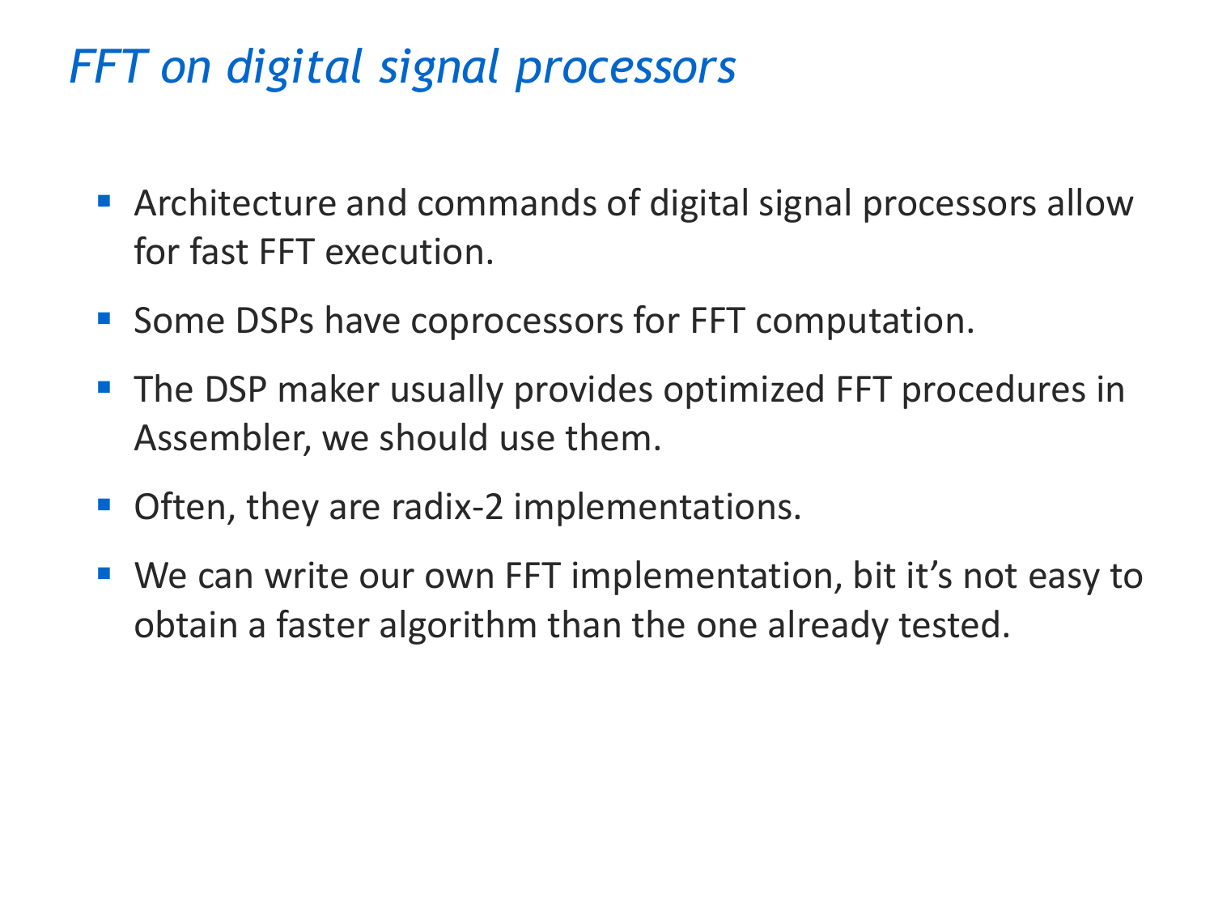# *FFT on digital signal processors*

- Architecture and commands of digital signal processors allow for fast FFT execution.
- Some DSPs have coprocessors for FFT computation.
- The DSP maker usually provides optimized FFT procedures in Assembler, we should use them.
- Often, they are radix-2 implementations.
- We can write our own FFT implementation, bit it's not easy to obtain a faster algorithm than the one already tested.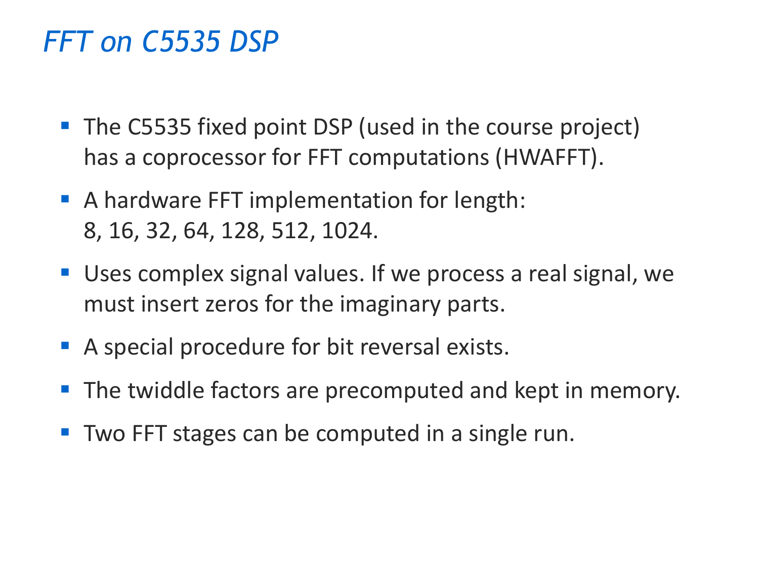# *FFT on C5535 DSP*

- The C5535 fixed point DSP (used in the course project) has a coprocessor for FFT computations (HWAFFT).
- A hardware FFT implementation for length: 8, 16, 32, 64, 128, 512, 1024.
- Uses complex signal values. If we process a real signal, we must insert zeros for the imaginary parts.
- A special procedure for bit reversal exists.
- The twiddle factors are precomputed and kept in memory.
- Two FFT stages can be computed in a single run.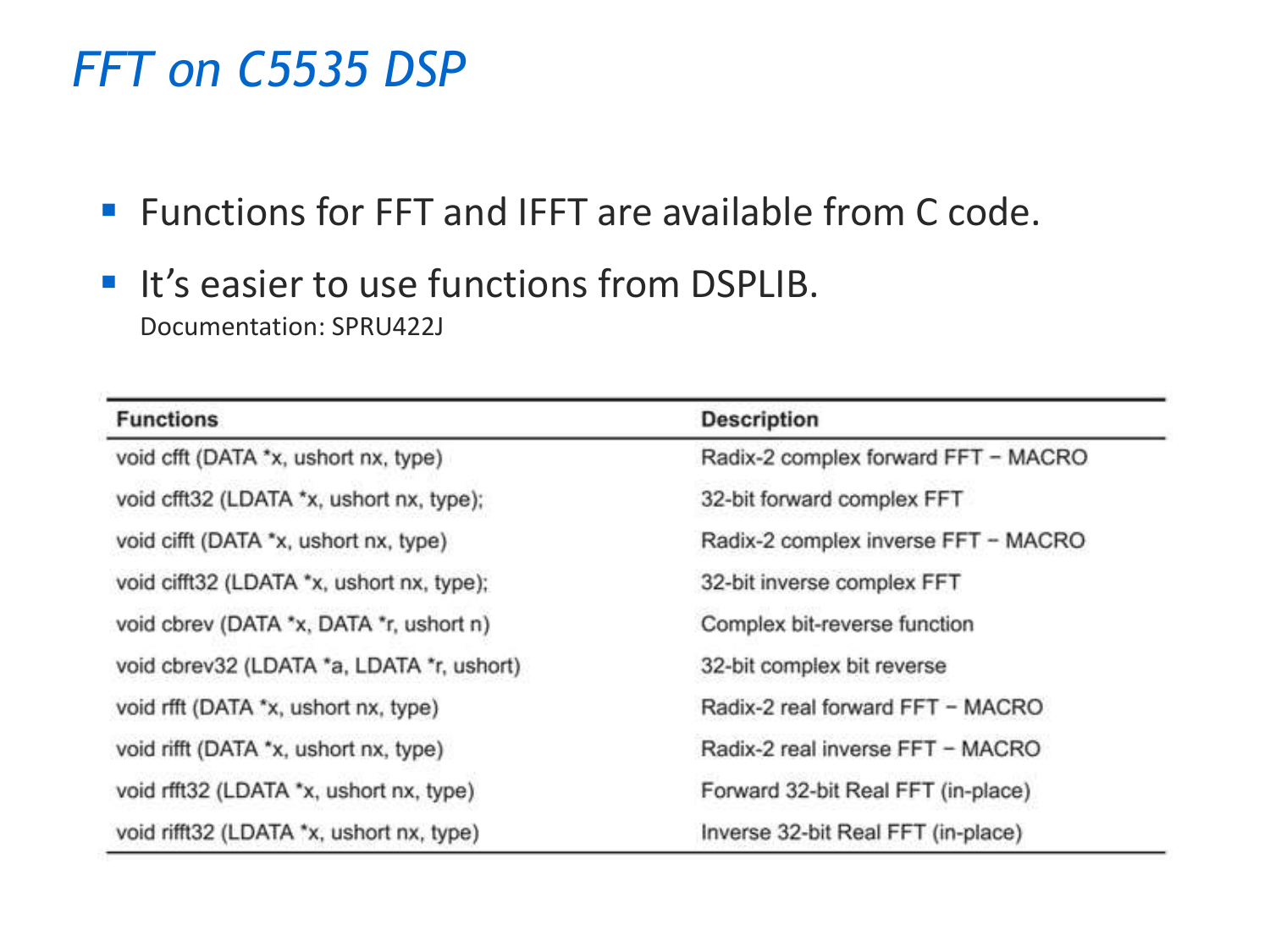# FFT on C5535 DSP

- Functions for FFT and IFFT are available from C code.
- It's easier to use functions from DSPLIB.
  Documentation: SPRU422J

| Functions | Description |
|---|---|
| void cfft (DATA *x, ushort nx, type) | Radix-2 complex forward FFT – MACRO |
| void cfft32 (LDATA *x, ushort nx, type); | 32-bit forward complex FFT |
| void cifft (DATA *x, ushort nx, type) | Radix-2 complex inverse FFT – MACRO |
| void cifft32 (LDATA *x, ushort nx, type); | 32-bit inverse complex FFT |
| void cbrev (DATA *x, DATA *r, ushort n) | Complex bit-reverse function |
| void cbrev32 (LDATA *a, LDATA *r, ushort) | 32-bit complex bit reverse |
| void rfft (DATA *x, ushort nx, type) | Radix-2 real forward FFT – MACRO |
| void rifft (DATA *x, ushort nx, type) | Radix-2 real inverse FFT – MACRO |
| void rfft32 (LDATA *x, ushort nx, type) | Forward 32-bit Real FFT (in-place) |
| void rifft32 (LDATA *x, ushort nx, type) | Inverse 32-bit Real FFT (in-place) |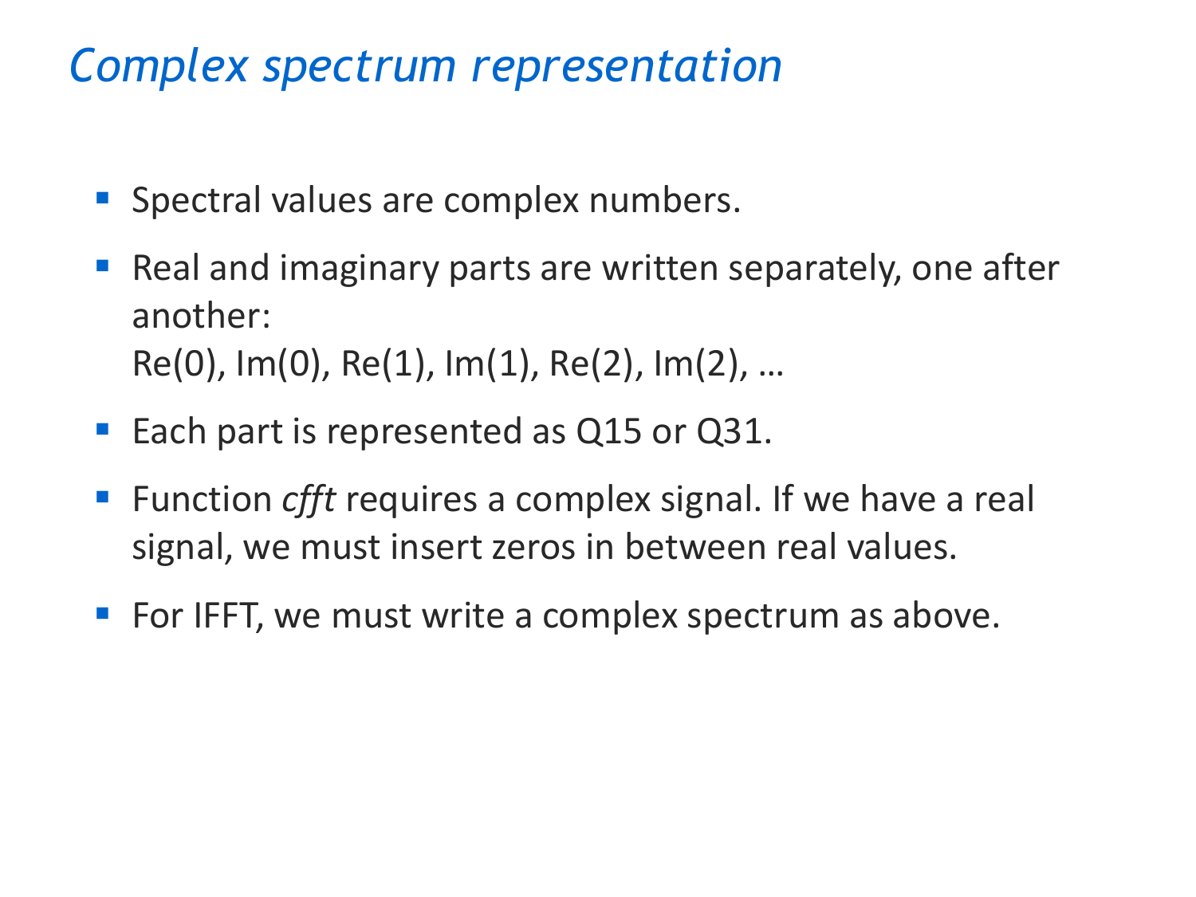# *Complex spectrum representation*

- Spectral values are complex numbers.
- Real and imaginary parts are written separately, one after another:
  Re(0), Im(0), Re(1), Im(1), Re(2), Im(2), …
- Each part is represented as Q15 or Q31.
- Function *cfft* requires a complex signal. If we have a real signal, we must insert zeros in between real values.
- For IFFT, we must write a complex spectrum as above.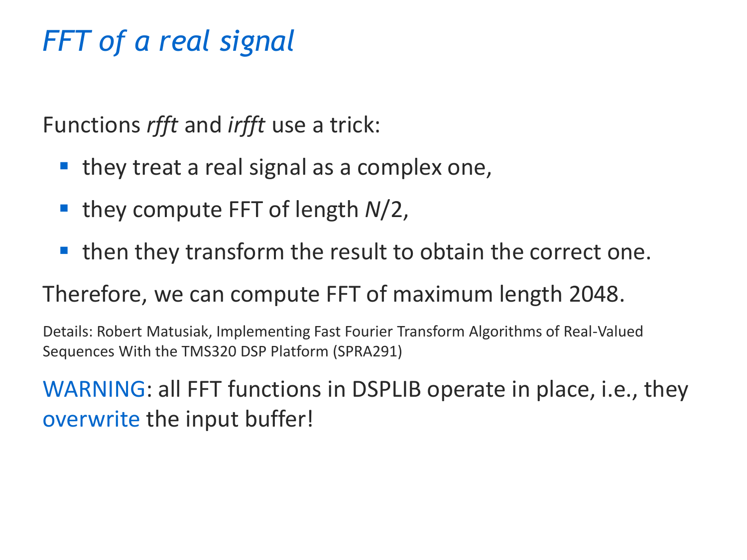# *FFT of a real signal*

Functions *rfft* and *irfft* use a trick:

- they treat a real signal as a complex one,
- they compute FFT of length $N/2$,
- then they transform the result to obtain the correct one.

Therefore, we can compute FFT of maximum length 2048.

Details: Robert Matusiak, Implementing Fast Fourier Transform Algorithms of Real-Valued Sequences With the TMS320 DSP Platform (SPRA291)

WARNING: all FFT functions in DSPLIB operate in place, i.e., they overwrite the input buffer!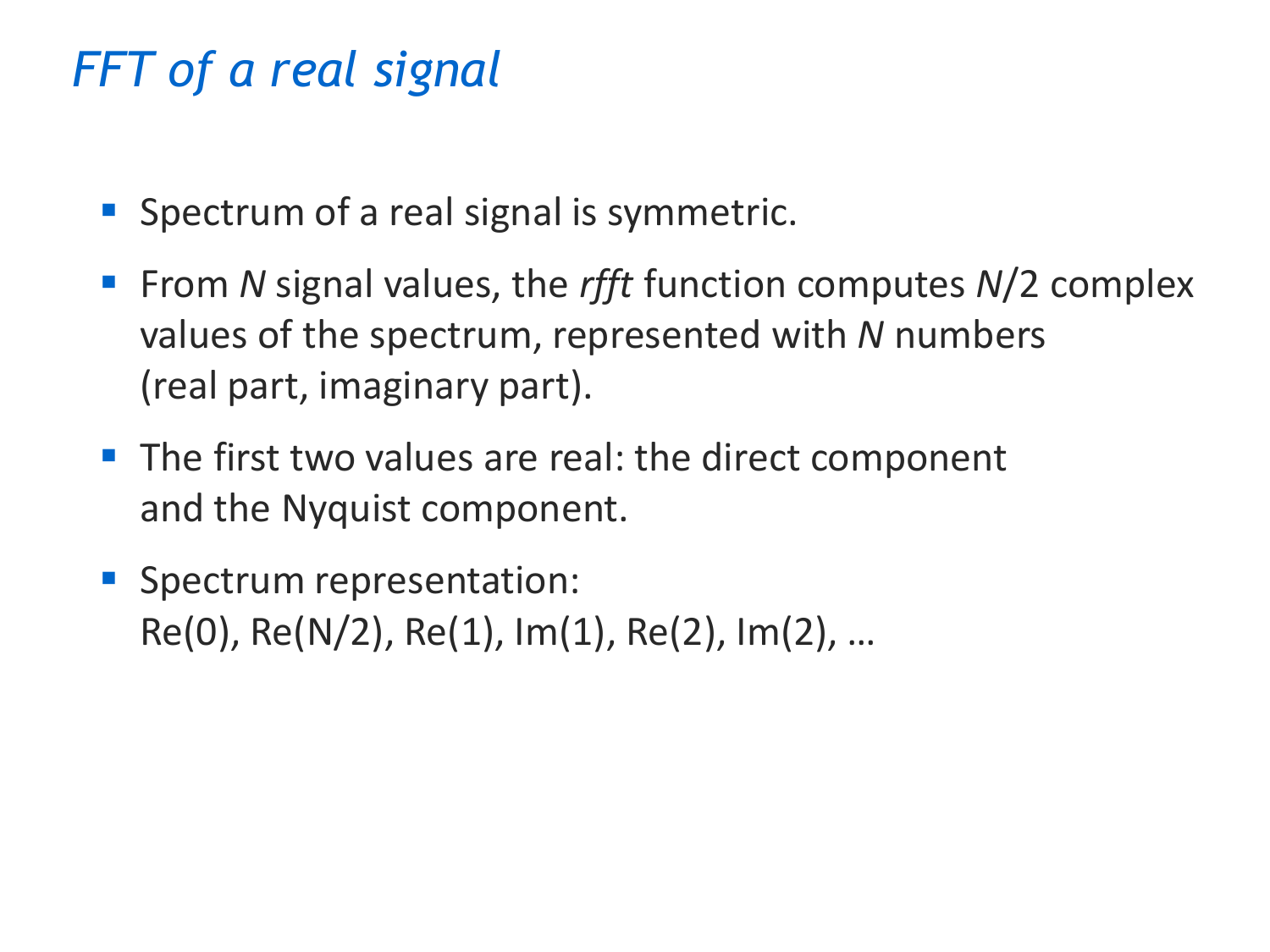# *FFT of a real signal*

- Spectrum of a real signal is symmetric.
- From *N* signal values, the *rfft* function computes *N*/2 complex values of the spectrum, represented with *N* numbers (real part, imaginary part).
- The first two values are real: the direct component and the Nyquist component.
- Spectrum representation:
  Re(0), Re(N/2), Re(1), Im(1), Re(2), Im(2), …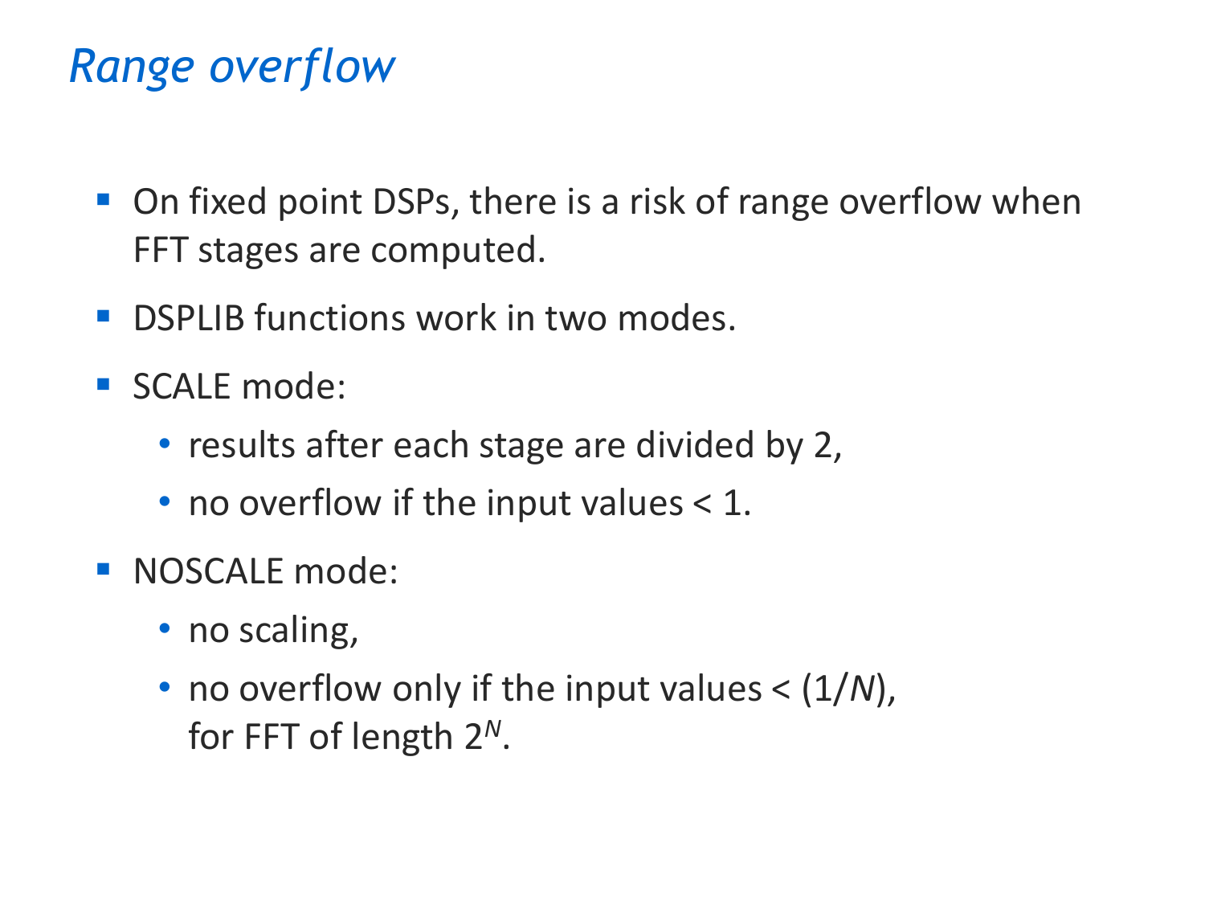# *Range overflow*

- On fixed point DSPs, there is a risk of range overflow when FFT stages are computed.
- DSPLIB functions work in two modes.
- SCALE mode:
  - results after each stage are divided by 2,
  - no overflow if the input values < 1.
- NOSCALE mode:
  - no scaling,
  - no overflow only if the input values < $(1/N)$, for FFT of length $2^N$.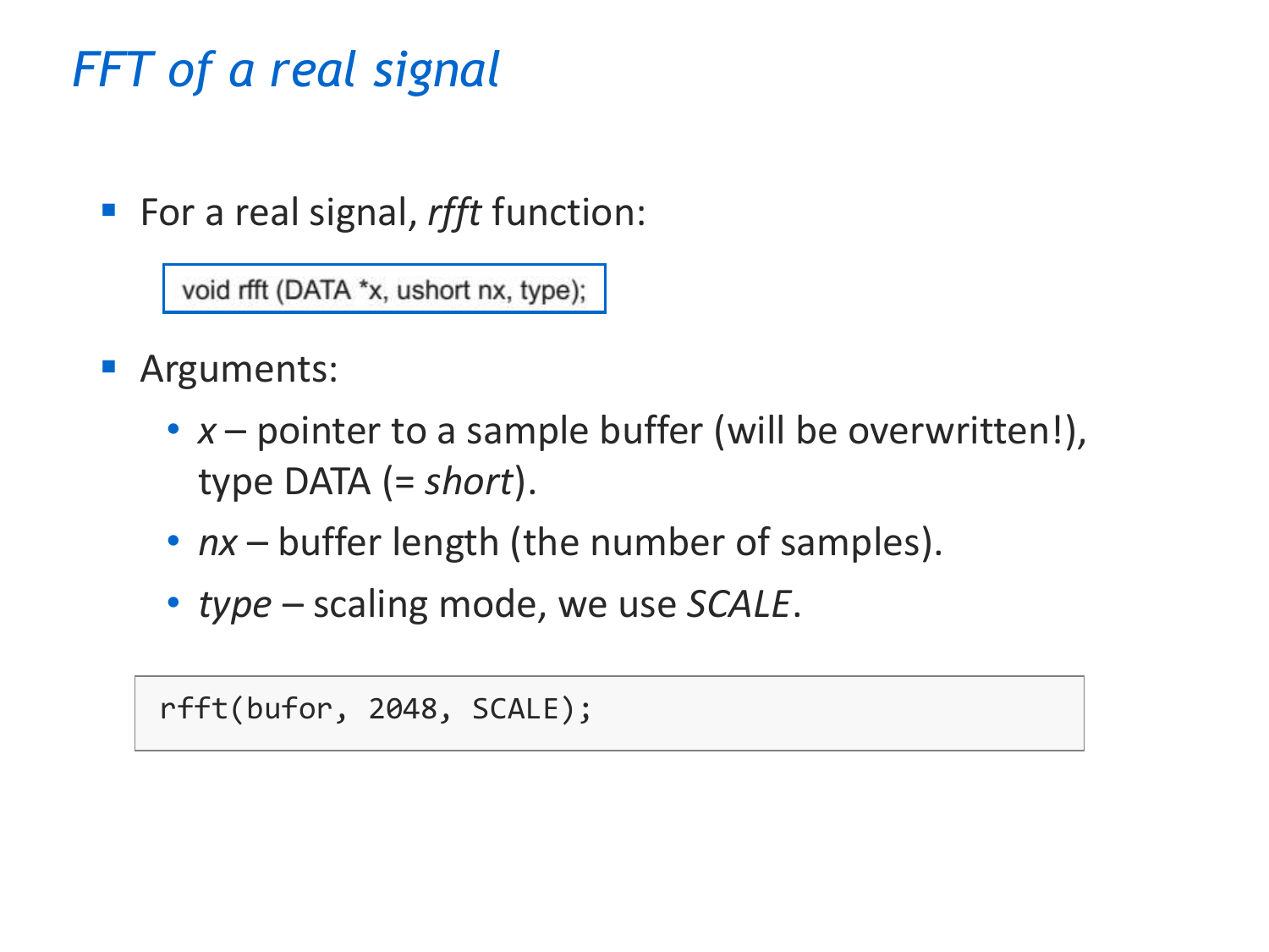# *FFT of a real signal*

- For a real signal, *rfft* function:

```
void rfft (DATA *x, ushort nx, type);
```

- Arguments:
  - *x* – pointer to a sample buffer (will be overwritten!), type DATA (= *short*).
  - *nx* – buffer length (the number of samples).
  - *type* – scaling mode, we use *SCALE*.

```
rfft(bufor, 2048, SCALE);
```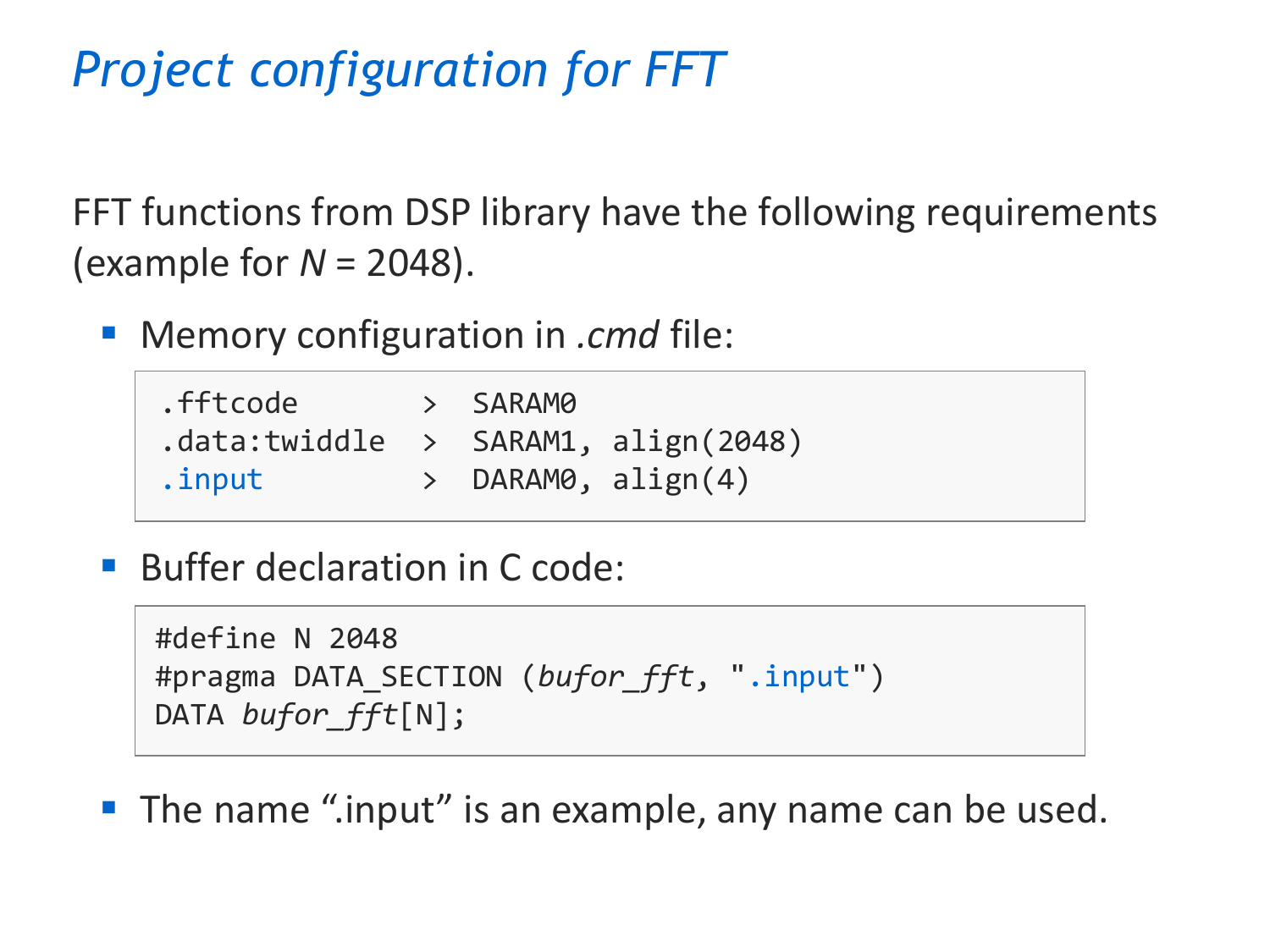# *Project configuration for FFT*

FFT functions from DSP library have the following requirements (example for *N* = 2048).

- Memory configuration in *.cmd* file:

```
.fftcode        >  SARAM0
.data:twiddle   >  SARAM1, align(2048)
.input          >  DARAM0, align(4)
```

- Buffer declaration in C code:

```
#define N 2048
#pragma DATA_SECTION (bufor_fft, ".input")
DATA bufor_fft[N];
```

- The name ".input" is an example, any name can be used.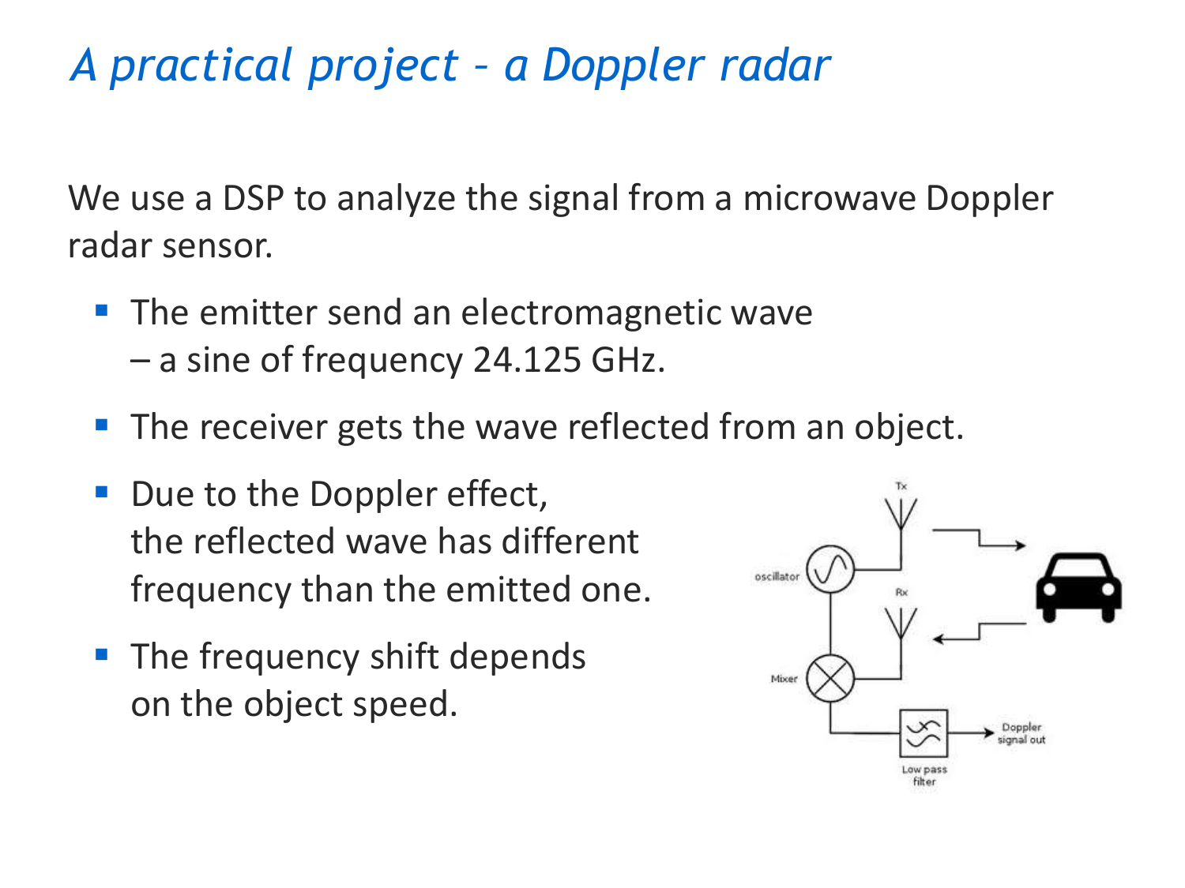# *A practical project – a Doppler radar*

We use a DSP to analyze the signal from a microwave Doppler radar sensor.

- The emitter send an electromagnetic wave – a sine of frequency 24.125 GHz.
- The receiver gets the wave reflected from an object.
- Due to the Doppler effect, the reflected wave has different frequency than the emitted one.
- The frequency shift depends on the object speed.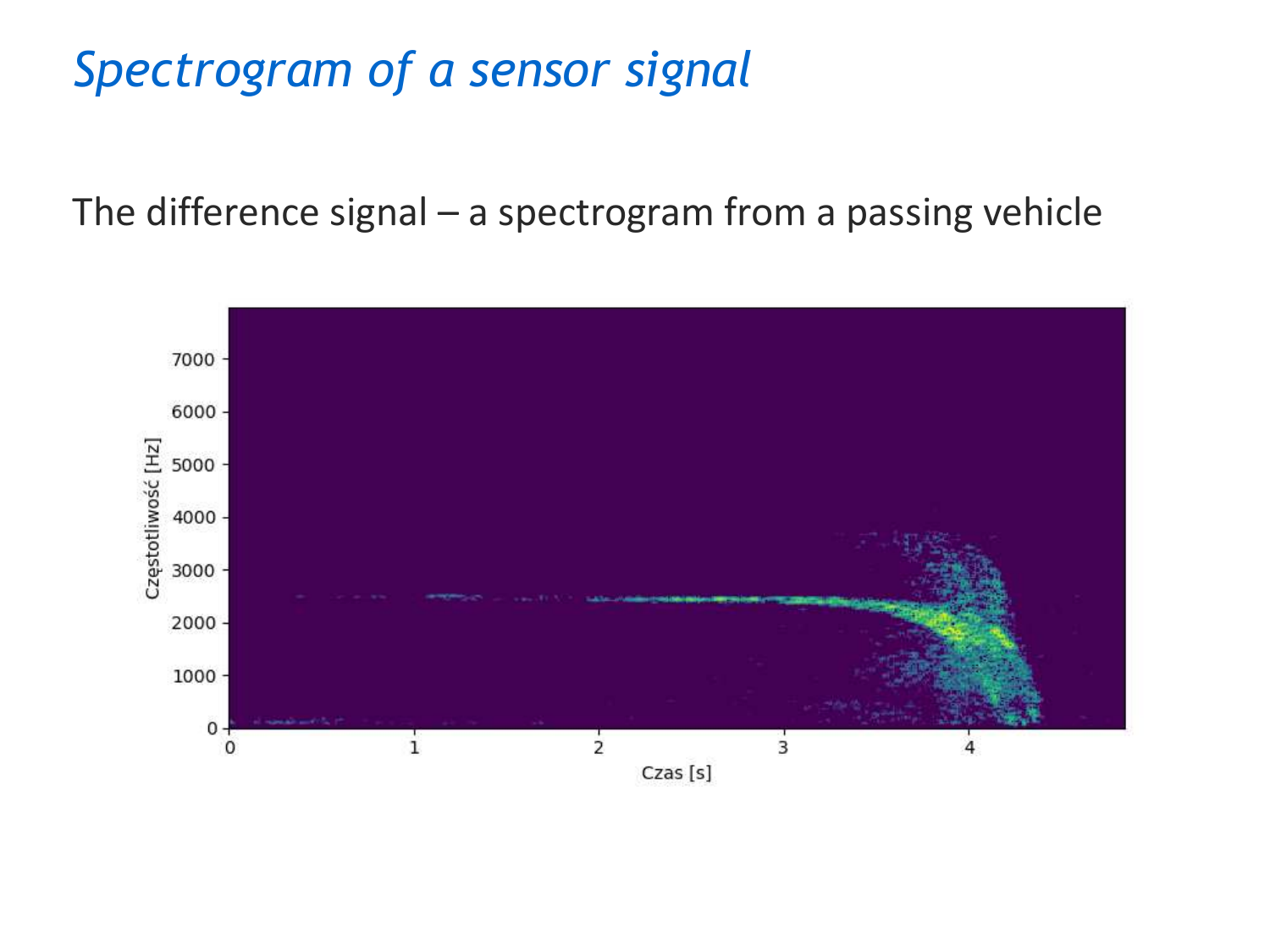# *Spectrogram of a sensor signal*

The difference signal – a spectrogram from a passing vehicle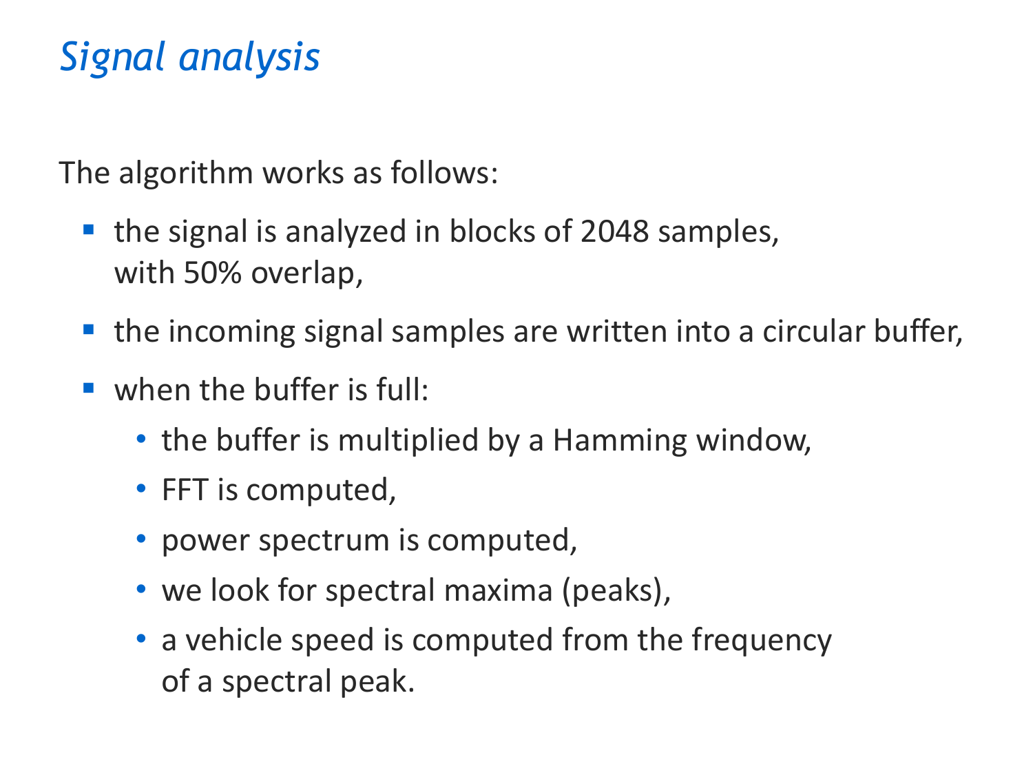# *Signal analysis*

The algorithm works as follows:

- the signal is analyzed in blocks of 2048 samples, with 50% overlap,
- the incoming signal samples are written into a circular buffer,
- when the buffer is full:
  - the buffer is multiplied by a Hamming window,
  - FFT is computed,
  - power spectrum is computed,
  - we look for spectral maxima (peaks),
  - a vehicle speed is computed from the frequency of a spectral peak.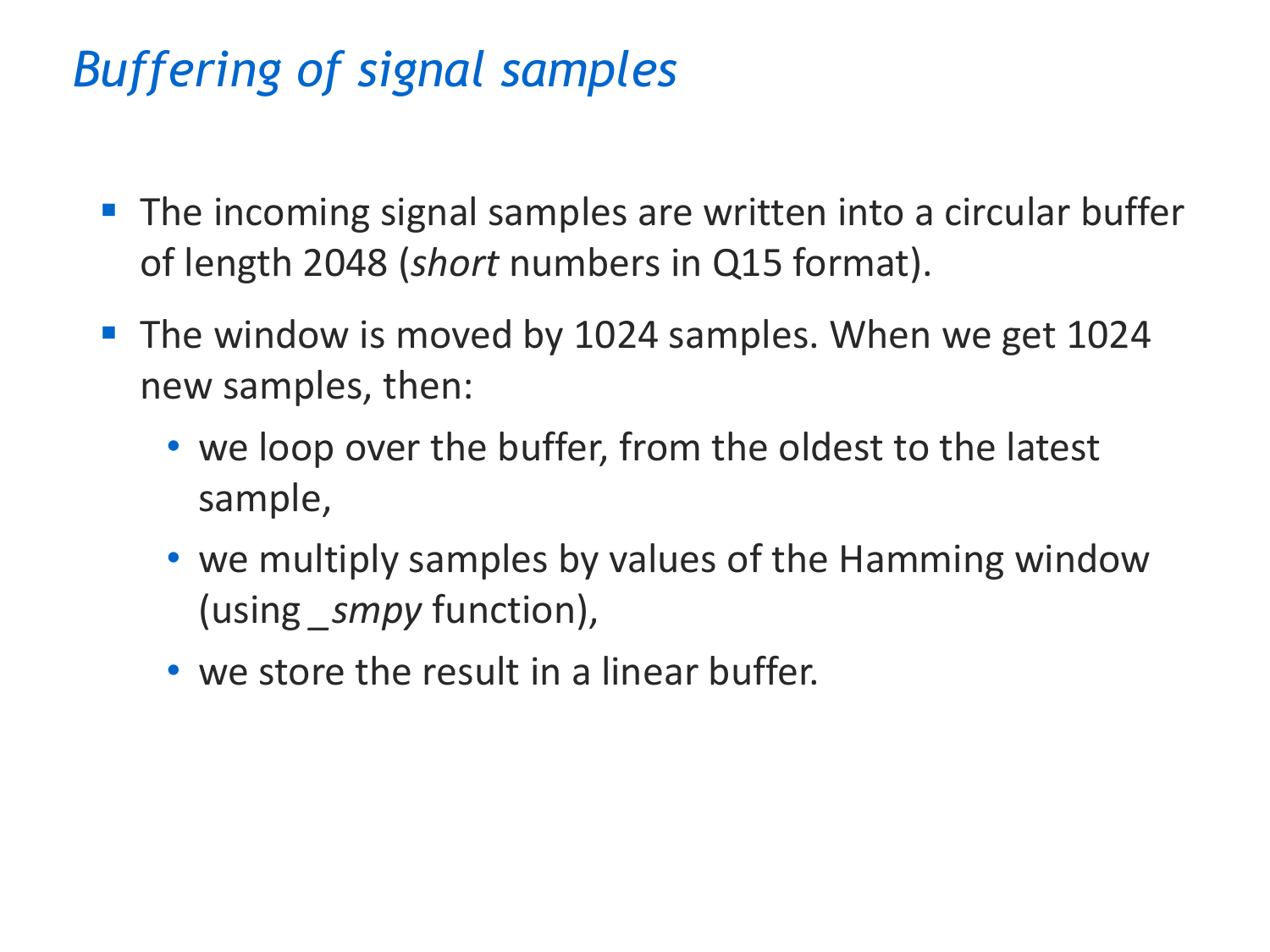# *Buffering of signal samples*

- The incoming signal samples are written into a circular buffer of length 2048 (*short* numbers in Q15 format).
- The window is moved by 1024 samples. When we get 1024 new samples, then:
  - we loop over the buffer, from the oldest to the latest sample,
  - we multiply samples by values of the Hamming window (using _*smpy* function),
  - we store the result in a linear buffer.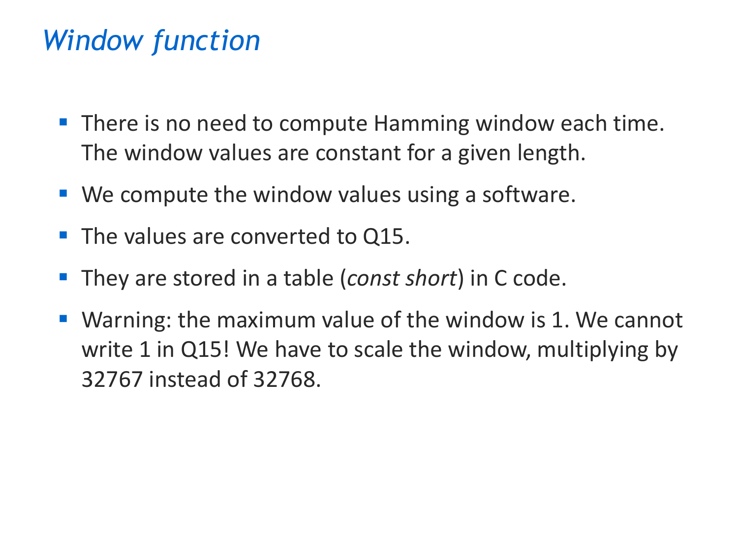# *Window function*

- There is no need to compute Hamming window each time. The window values are constant for a given length.
- We compute the window values using a software.
- The values are converted to Q15.
- They are stored in a table (*const short*) in C code.
- Warning: the maximum value of the window is 1. We cannot write 1 in Q15! We have to scale the window, multiplying by 32767 instead of 32768.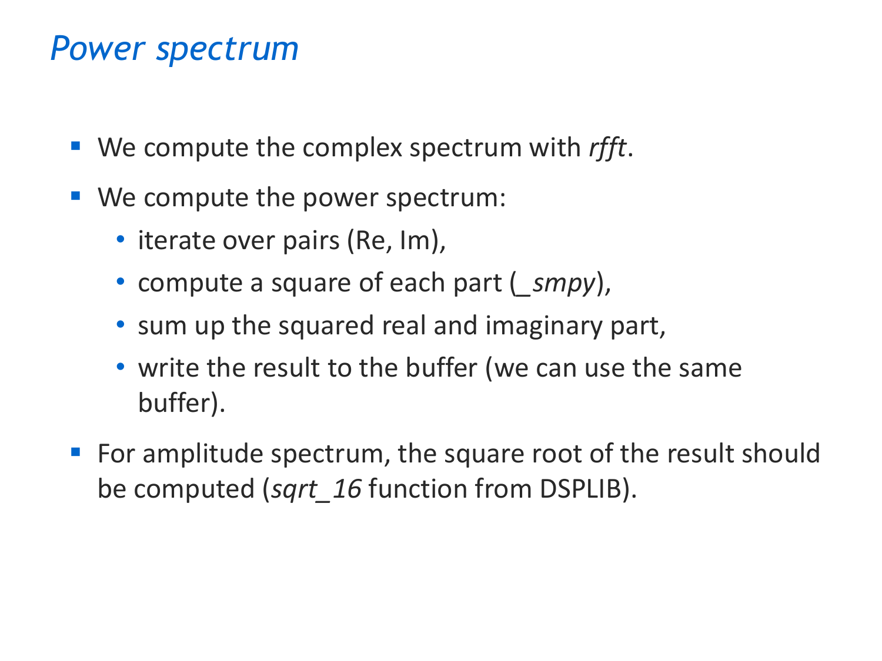# *Power spectrum*

- We compute the complex spectrum with *rfft*.
- We compute the power spectrum:
  - iterate over pairs (Re, Im),
  - compute a square of each part (_*smpy*),
  - sum up the squared real and imaginary part,
  - write the result to the buffer (we can use the same buffer).
- For amplitude spectrum, the square root of the result should be computed (*sqrt_16* function from DSPLIB).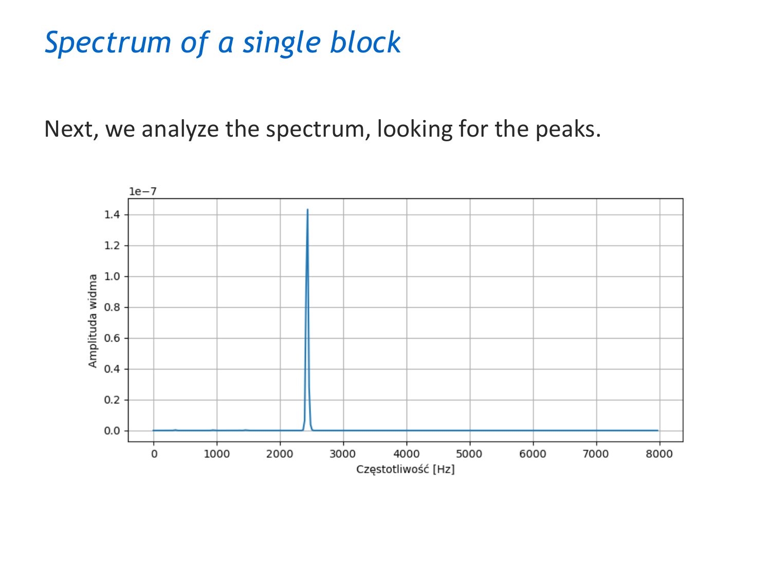# *Spectrum of a single block*

Next, we analyze the spectrum, looking for the peaks.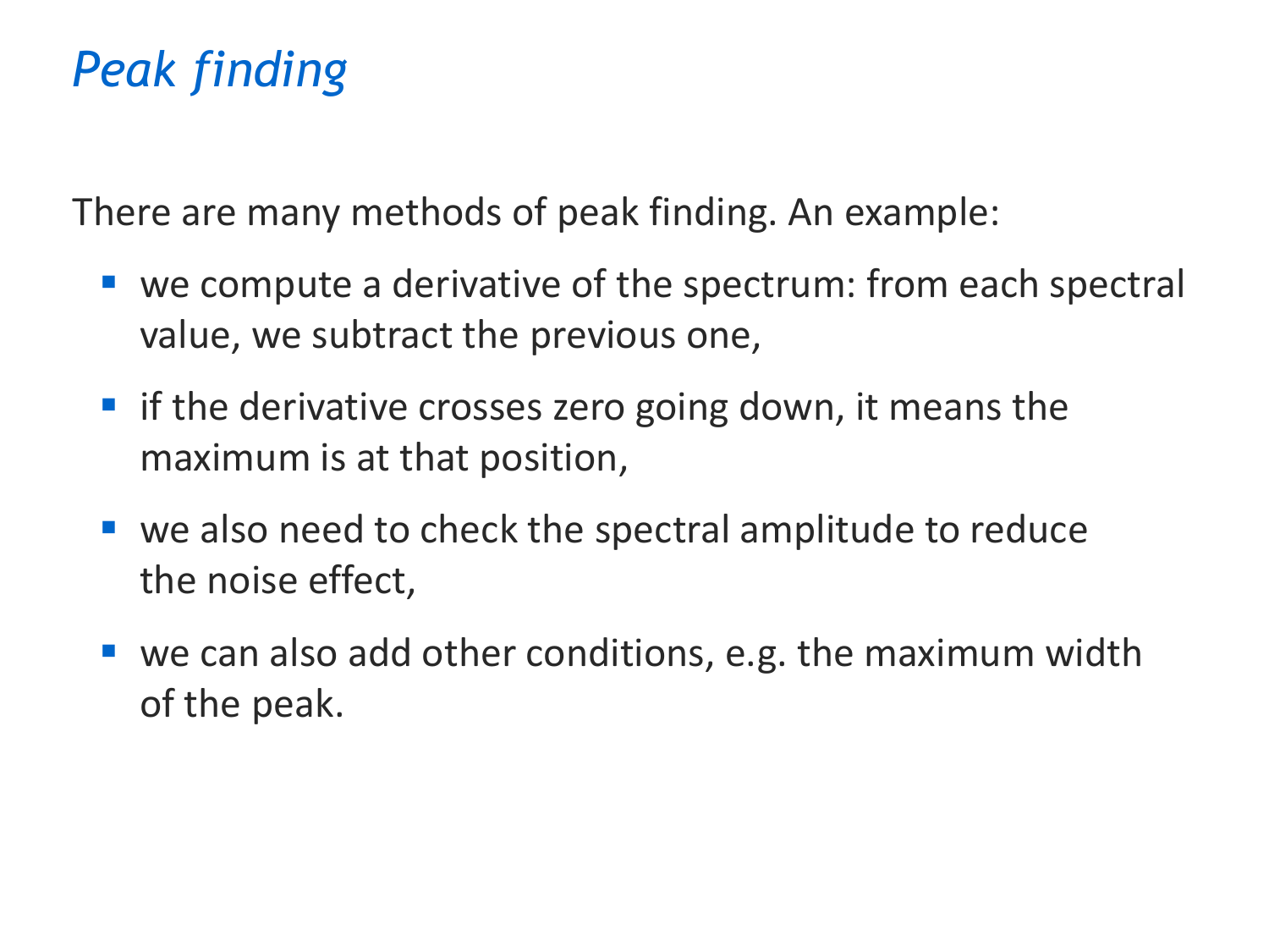# *Peak finding*

There are many methods of peak finding. An example:

- we compute a derivative of the spectrum: from each spectral value, we subtract the previous one,
- if the derivative crosses zero going down, it means the maximum is at that position,
- we also need to check the spectral amplitude to reduce the noise effect,
- we can also add other conditions, e.g. the maximum width of the peak.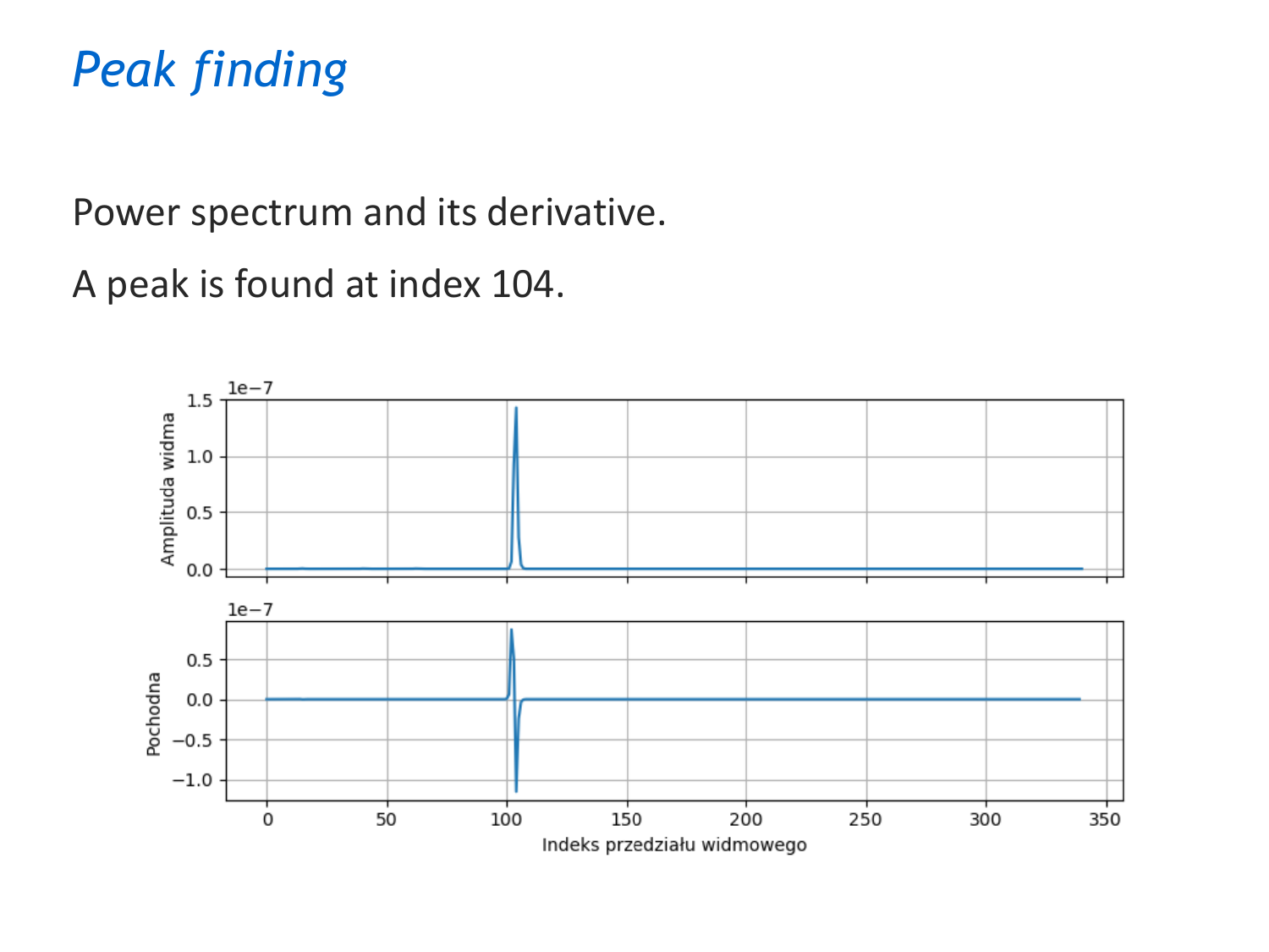# *Peak finding*

Power spectrum and its derivative.

A peak is found at index 104.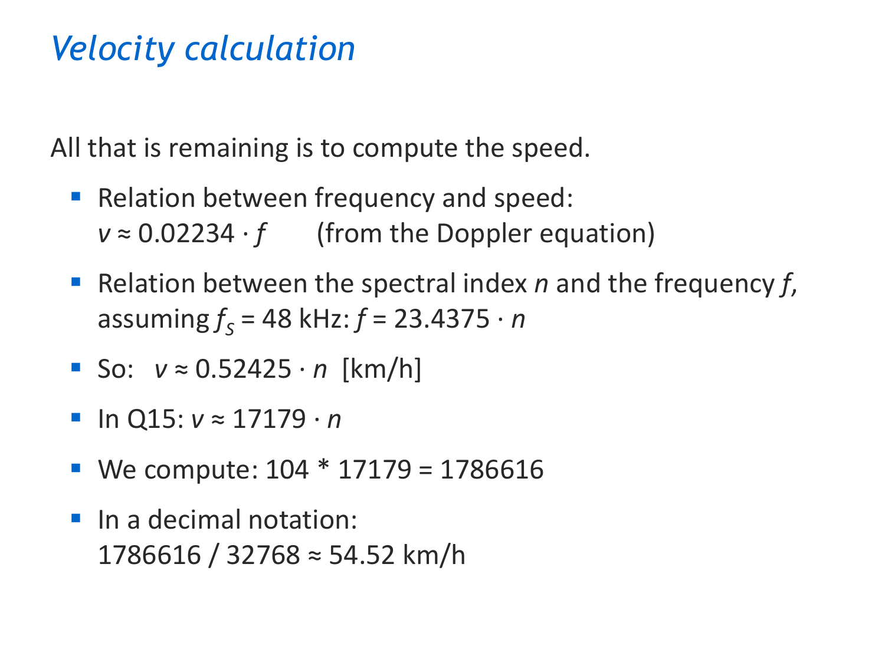# *Velocity calculation*

All that is remaining is to compute the speed.

- Relation between frequency and speed:
  $v \approx 0.02234 \cdot f$ (from the Doppler equation)
- Relation between the spectral index $n$ and the frequency $f$, assuming $f_S$ = 48 kHz: $f = 23.4375 \cdot n$
- So: $v \approx 0.52425 \cdot n$ [km/h]
- In Q15: $v \approx 17179 \cdot n$
- We compute: 104 * 17179 = 1786616
- In a decimal notation:
  1786616 / 32768 ≈ 54.52 km/h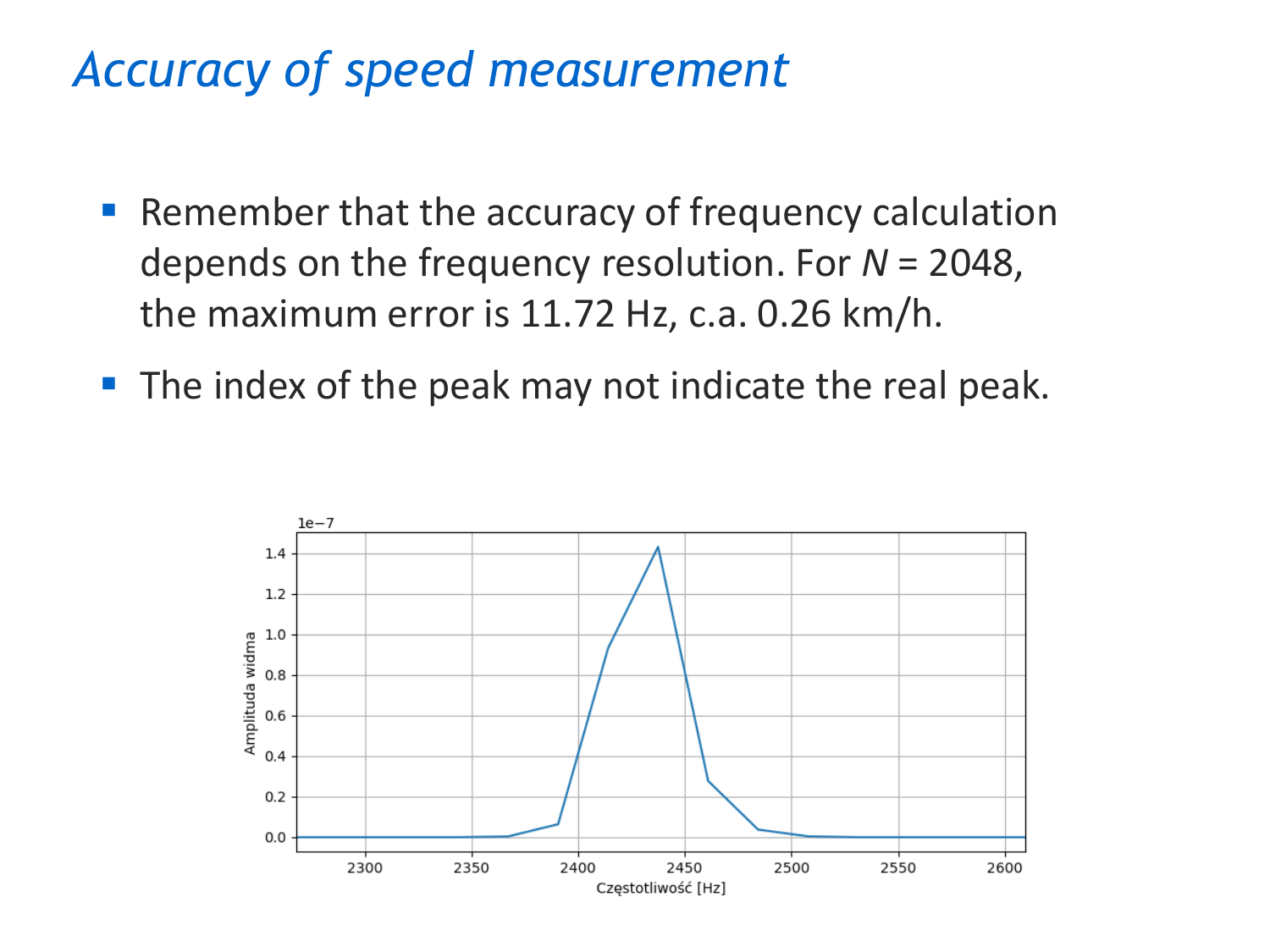# *Accuracy of speed measurement*

- Remember that the accuracy of frequency calculation depends on the frequency resolution. For $N$ = 2048, the maximum error is 11.72 Hz, c.a. 0.26 km/h.
- The index of the peak may not indicate the real peak.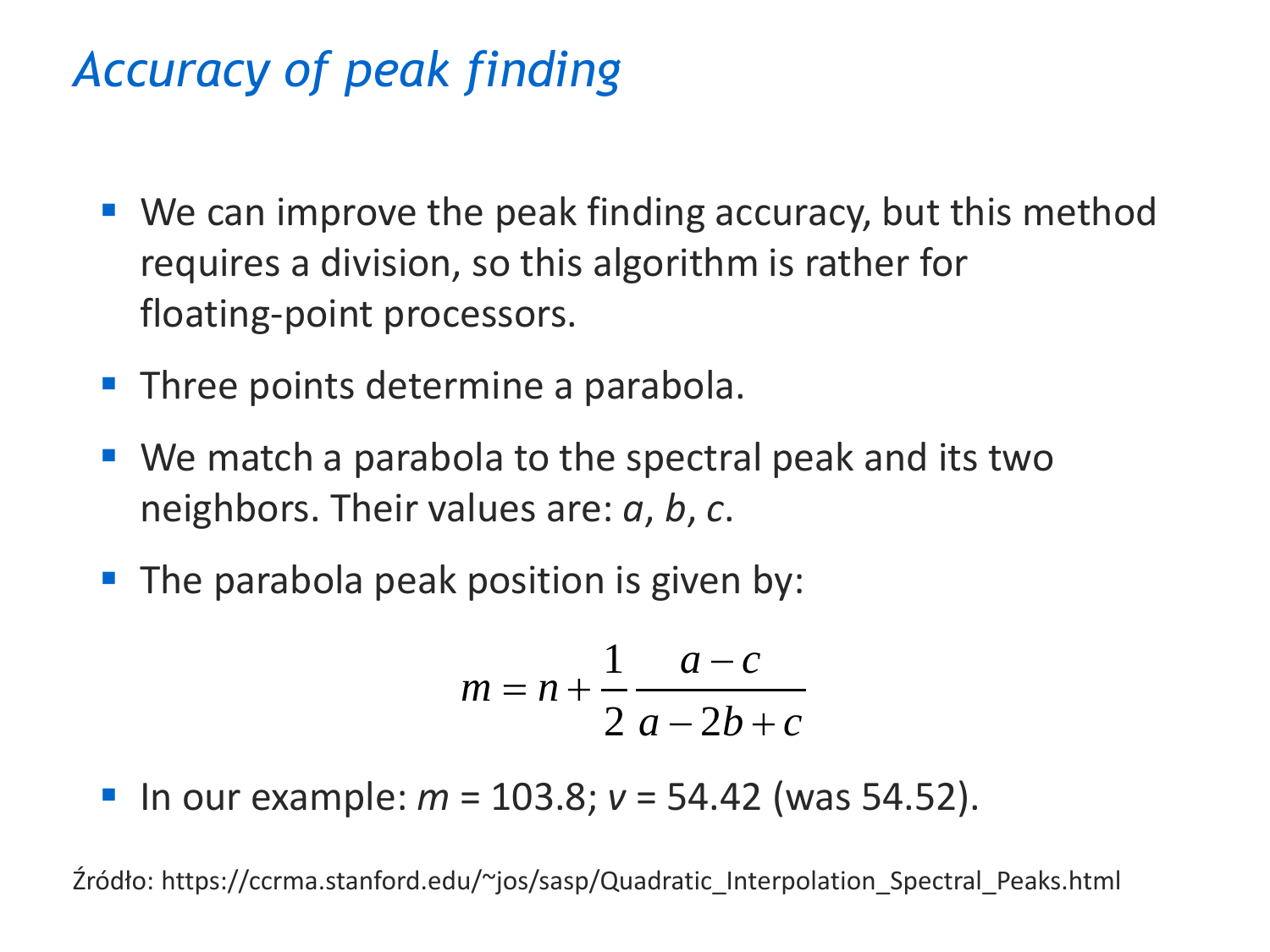# *Accuracy of peak finding*

- We can improve the peak finding accuracy, but this method requires a division, so this algorithm is rather for floating-point processors.
- Three points determine a parabola.
- We match a parabola to the spectral peak and its two neighbors. Their values are: $a$, $b$, $c$.
- The parabola peak position is given by:

$$m = n + \frac{1}{2} \frac{a - c}{a - 2b + c}$$

- In our example: $m = 103.8$; $v = 54.42$ (was 54.52).

Źródło: https://ccrma.stanford.edu/~jos/sasp/Quadratic_Interpolation_Spectral_Peaks.html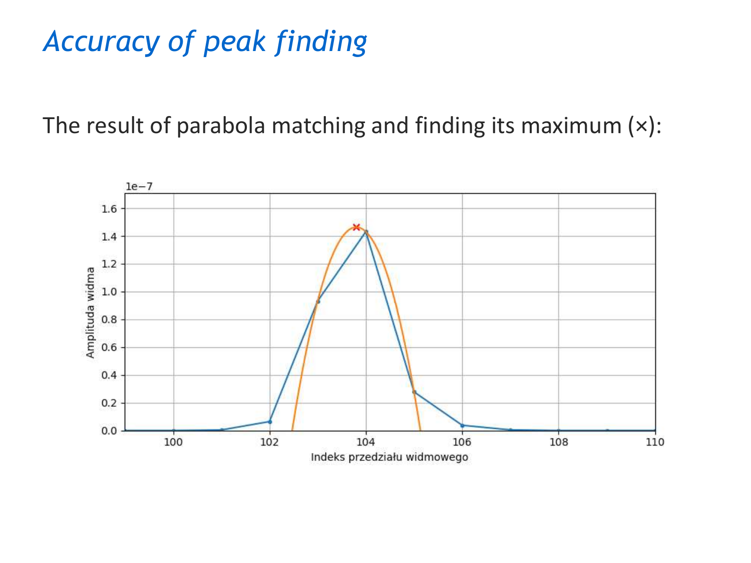# *Accuracy of peak finding*

The result of parabola matching and finding its maximum (×):

1e−7

1.6

1.4

1.2

1.0

0.8

0.6

0.4

0.2

0.0

Amplituda widma

100

102

104

106

108

110

Indeks przedziału widmowego